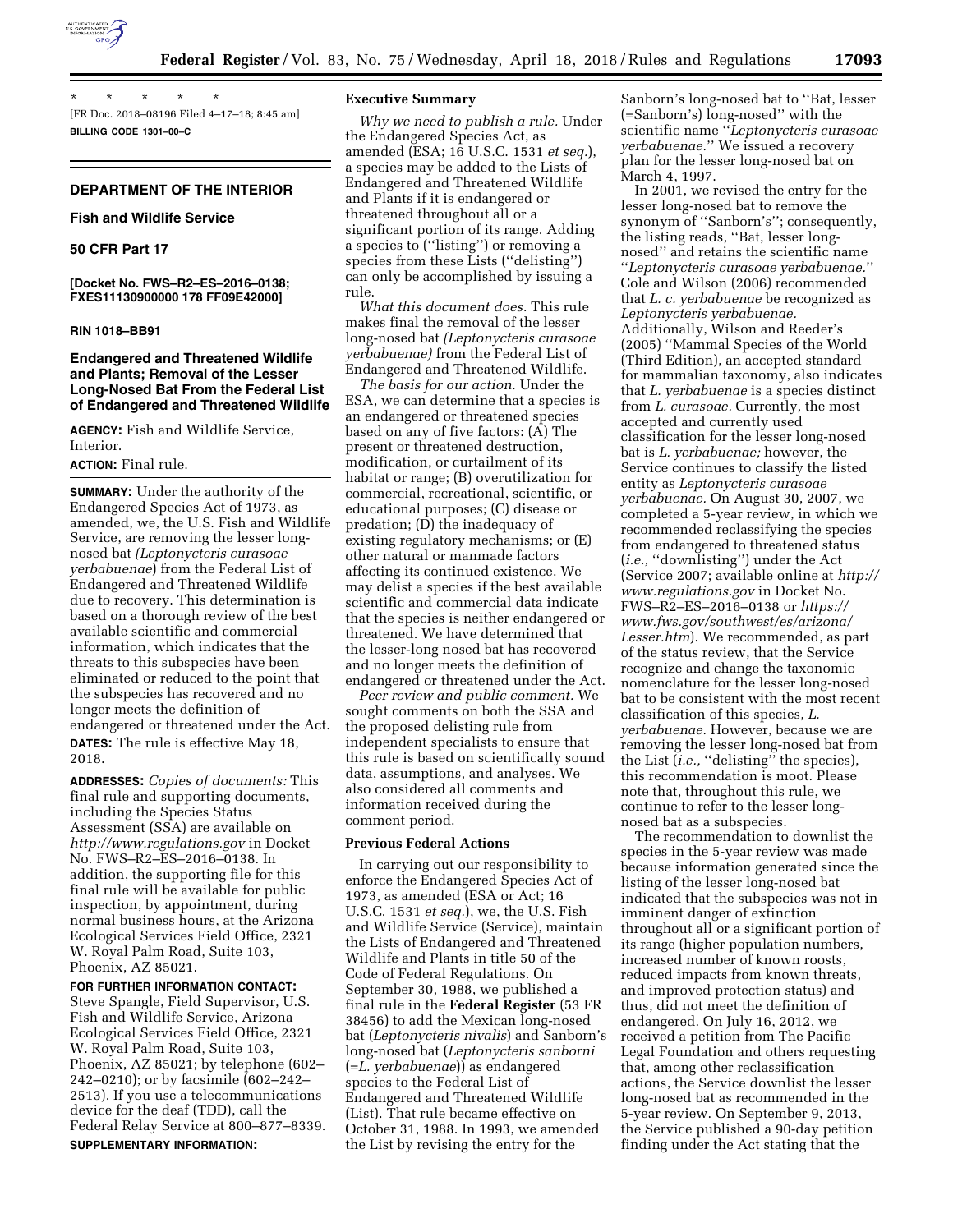\* \* \* \* \*

[FR Doc. 2018–08196 Filed 4–17–18; 8:45 am]

**BILLING CODE 1301–00–C**

## DEPARTMENT OF THE INTERIOR

### Fish and Wildlife Service

### 50 CFR Part 17

**[Docket No. FWS–R2–ES–2016–0138; FXES11130900000 178 FF09E42000]**

**RIN 1018–BB91**

## Endangered and Threatened Wildlife and Plants; Removal of the Lesser Long-Nosed Bat From the Federal List of Endangered and Threatened Wildlife

**AGENCY:** Fish and Wildlife Service, Interior.

**ACTION:** Final rule.

**SUMMARY:** Under the authority of the Endangered Species Act of 1973, as amended, we, the U.S. Fish and Wildlife Service, are removing the lesser long-nosed bat (*Leptonycteris curasoae yerbabuenae*) from the Federal List of Endangered and Threatened Wildlife due to recovery. This determination is based on a thorough review of the best available scientific and commercial information, which indicates that the threats to this subspecies have been eliminated or reduced to the point that the subspecies has recovered and no longer meets the definition of endangered or threatened under the Act.

**DATES:** The rule is effective May 18, 2018.

**ADDRESSES:** *Copies of documents:* This final rule and supporting documents, including the Species Status Assessment (SSA) are available on *http://www.regulations.gov* in Docket No. FWS–R2–ES–2016–0138. In addition, the supporting file for this final rule will be available for public inspection, by appointment, during normal business hours, at the Arizona Ecological Services Field Office, 2321 W. Royal Palm Road, Suite 103, Phoenix, AZ 85021.

**FOR FURTHER INFORMATION CONTACT:** Steve Spangle, Field Supervisor, U.S. Fish and Wildlife Service, Arizona Ecological Services Field Office, 2321 W. Royal Palm Road, Suite 103, Phoenix, AZ 85021; by telephone (602–242–0210); or by facsimile (602–242–2513). If you use a telecommunications device for the deaf (TDD), call the Federal Relay Service at 800–877–8339.

**SUPPLEMENTARY INFORMATION:**

### Executive Summary

*Why we need to publish a rule.* Under the Endangered Species Act, as amended (ESA; 16 U.S.C. 1531 *et seq.*), a species may be added to the Lists of Endangered and Threatened Wildlife and Plants if it is endangered or threatened throughout all or a significant portion of its range. Adding a species to (''listing'') or removing a species from these Lists (''delisting'') can only be accomplished by issuing a rule.

*What this document does.* This rule makes final the removal of the lesser long-nosed bat (*Leptonycteris curasoae yerbabuenae*) from the Federal List of Endangered and Threatened Wildlife.

*The basis for our action.* Under the ESA, we can determine that a species is an endangered or threatened species based on any of five factors: (A) The present or threatened destruction, modification, or curtailment of its habitat or range; (B) overutilization for commercial, recreational, scientific, or educational purposes; (C) disease or predation; (D) the inadequacy of existing regulatory mechanisms; or (E) other natural or manmade factors affecting its continued existence. We may delist a species if the best available scientific and commercial data indicate that the species is neither endangered or threatened. We have determined that the lesser-long nosed bat has recovered and no longer meets the definition of endangered or threatened under the Act.

*Peer review and public comment.* We sought comments on both the SSA and the proposed delisting rule from independent specialists to ensure that this rule is based on scientifically sound data, assumptions, and analyses. We also considered all comments and information received during the comment period.

### Previous Federal Actions

In carrying out our responsibility to enforce the Endangered Species Act of 1973, as amended (ESA or Act; 16 U.S.C. 1531 *et seq.*), we, the U.S. Fish and Wildlife Service (Service), maintain the Lists of Endangered and Threatened Wildlife and Plants in title 50 of the Code of Federal Regulations. On September 30, 1988, we published a final rule in the **Federal Register** (53 FR 38456) to add the Mexican long-nosed bat (*Leptonycteris nivalis*) and Sanborn's long-nosed bat (*Leptonycteris sanborni* (=*L. yerbabuenae*)) as endangered species to the Federal List of Endangered and Threatened Wildlife (List). That rule became effective on October 31, 1988. In 1993, we amended the List by revising the entry for the Sanborn's long-nosed bat to ''Bat, lesser (=Sanborn's) long-nosed'' with the scientific name ''*Leptonycteris curasoae yerbabuenae.*'' We issued a recovery plan for the lesser long-nosed bat on March 4, 1997.

In 2001, we revised the entry for the lesser long-nosed bat to remove the synonym of ''Sanborn's''; consequently, the listing reads, ''Bat, lesser long-nosed'' and retains the scientific name ''*Leptonycteris curasoae yerbabuenae.*'' Cole and Wilson (2006) recommended that *L. c. yerbabuenae* be recognized as *Leptonycteris yerbabuenae.* Additionally, Wilson and Reeder's (2005) ''Mammal Species of the World (Third Edition), an accepted standard for mammalian taxonomy, also indicates that *L. yerbabuenae* is a species distinct from *L. curasoae.* Currently, the most accepted and currently used classification for the lesser long-nosed bat is *L. yerbabuenae;* however, the Service continues to classify the listed entity as *Leptonycteris curasoae yerbabuenae.* On August 30, 2007, we completed a 5-year review, in which we recommended reclassifying the species from endangered to threatened status (*i.e.,* ''downlisting'') under the Act (Service 2007; available online at *http://www.regulations.gov* in Docket No. FWS–R2–ES–2016–0138 or *https://www.fws.gov/southwest/es/arizona/Lesser.htm*). We recommended, as part of the status review, that the Service recognize and change the taxonomic nomenclature for the lesser long-nosed bat to be consistent with the most recent classification of this species, *L. yerbabuenae.* However, because we are removing the lesser long-nosed bat from the List (*i.e.,* ''delisting'' the species), this recommendation is moot. Please note that, throughout this rule, we continue to refer to the lesser long-nosed bat as a subspecies.

The recommendation to downlist the species in the 5-year review was made because information generated since the listing of the lesser long-nosed bat indicated that the subspecies was not in imminent danger of extinction throughout all or a significant portion of its range (higher population numbers, increased number of known roosts, reduced impacts from known threats, and improved protection status) and thus, did not meet the definition of endangered. On July 16, 2012, we received a petition from The Pacific Legal Foundation and others requesting that, among other reclassification actions, the Service downlist the lesser long-nosed bat as recommended in the 5-year review. On September 9, 2013, the Service published a 90-day petition finding under the Act stating that the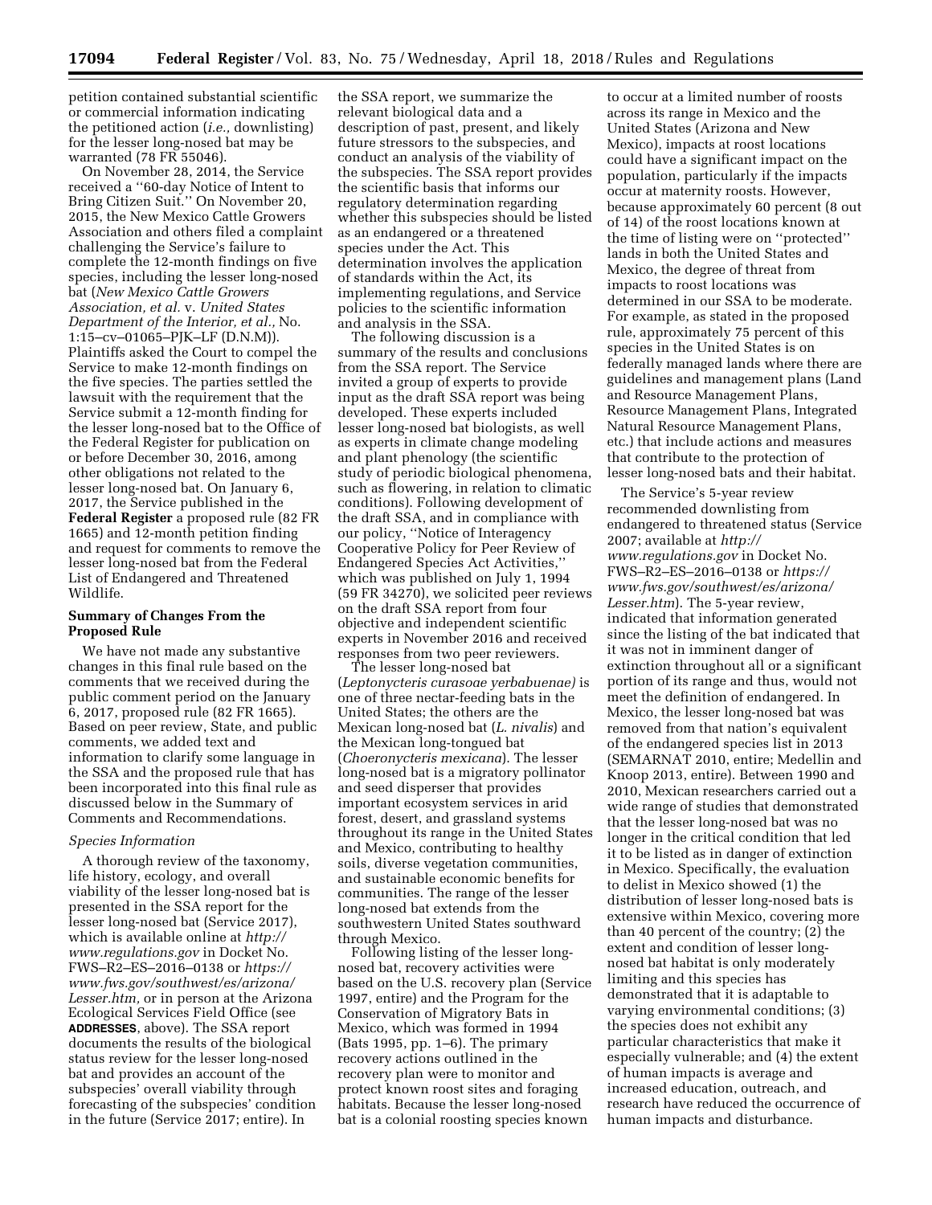petition contained substantial scientific or commercial information indicating the petitioned action (*i.e.,* downlisting) for the lesser long-nosed bat may be warranted (78 FR 55046).

On November 28, 2014, the Service received a ''60-day Notice of Intent to Bring Citizen Suit.'' On November 20, 2015, the New Mexico Cattle Growers Association and others filed a complaint challenging the Service's failure to complete the 12-month findings on five species, including the lesser long-nosed bat (*New Mexico Cattle Growers Association, et al.* v. *United States Department of the Interior, et al.,* No. 1:15–cv–01065–PJK–LF (D.N.M)). Plaintiffs asked the Court to compel the Service to make 12-month findings on the five species. The parties settled the lawsuit with the requirement that the Service submit a 12-month finding for the lesser long-nosed bat to the Office of the Federal Register for publication on or before December 30, 2016, among other obligations not related to the lesser long-nosed bat. On January 6, 2017, the Service published in the **Federal Register** a proposed rule (82 FR 1665) and 12-month petition finding and request for comments to remove the lesser long-nosed bat from the Federal List of Endangered and Threatened Wildlife.

**Summary of Changes From the Proposed Rule**

We have not made any substantive changes in this final rule based on the comments that we received during the public comment period on the January 6, 2017, proposed rule (82 FR 1665). Based on peer review, State, and public comments, we added text and information to clarify some language in the SSA and the proposed rule that has been incorporated into this final rule as discussed below in the Summary of Comments and Recommendations.

*Species Information*

A thorough review of the taxonomy, life history, ecology, and overall viability of the lesser long-nosed bat is presented in the SSA report for the lesser long-nosed bat (Service 2017), which is available online at *http://www.regulations.gov* in Docket No. FWS–R2–ES–2016–0138 or *https://www.fws.gov/southwest/es/arizona/Lesser.htm,* or in person at the Arizona Ecological Services Field Office (see **ADDRESSES**, above). The SSA report documents the results of the biological status review for the lesser long-nosed bat and provides an account of the subspecies' overall viability through forecasting of the subspecies' condition in the future (Service 2017; entire). In the SSA report, we summarize the relevant biological data and a description of past, present, and likely future stressors to the subspecies, and conduct an analysis of the viability of the subspecies. The SSA report provides the scientific basis that informs our regulatory determination regarding whether this subspecies should be listed as an endangered or a threatened species under the Act. This determination involves the application of standards within the Act, its implementing regulations, and Service policies to the scientific information and analysis in the SSA.

The following discussion is a summary of the results and conclusions from the SSA report. The Service invited a group of experts to provide input as the draft SSA report was being developed. These experts included lesser long-nosed bat biologists, as well as experts in climate change modeling and plant phenology (the scientific study of periodic biological phenomena, such as flowering, in relation to climatic conditions). Following development of the draft SSA, and in compliance with our policy, ''Notice of Interagency Cooperative Policy for Peer Review of Endangered Species Act Activities,'' which was published on July 1, 1994 (59 FR 34270), we solicited peer reviews on the draft SSA report from four objective and independent scientific experts in November 2016 and received responses from two peer reviewers.

The lesser long-nosed bat (*Leptonycteris curasoae yerbabuenae)* is one of three nectar-feeding bats in the United States; the others are the Mexican long-nosed bat (*L. nivalis*) and the Mexican long-tongued bat (*Choeronycteris mexicana*). The lesser long-nosed bat is a migratory pollinator and seed disperser that provides important ecosystem services in arid forest, desert, and grassland systems throughout its range in the United States and Mexico, contributing to healthy soils, diverse vegetation communities, and sustainable economic benefits for communities. The range of the lesser long-nosed bat extends from the southwestern United States southward through Mexico.

Following listing of the lesser long-nosed bat, recovery activities were based on the U.S. recovery plan (Service 1997, entire) and the Program for the Conservation of Migratory Bats in Mexico, which was formed in 1994 (Bats 1995, pp. 1–6). The primary recovery actions outlined in the recovery plan were to monitor and protect known roost sites and foraging habitats. Because the lesser long-nosed bat is a colonial roosting species known to occur at a limited number of roosts across its range in Mexico and the United States (Arizona and New Mexico), impacts at roost locations could have a significant impact on the population, particularly if the impacts occur at maternity roosts. However, because approximately 60 percent (8 out of 14) of the roost locations known at the time of listing were on ''protected'' lands in both the United States and Mexico, the degree of threat from impacts to roost locations was determined in our SSA to be moderate. For example, as stated in the proposed rule, approximately 75 percent of this species in the United States is on federally managed lands where there are guidelines and management plans (Land and Resource Management Plans, Resource Management Plans, Integrated Natural Resource Management Plans, etc.) that include actions and measures that contribute to the protection of lesser long-nosed bats and their habitat.

The Service's 5-year review recommended downlisting from endangered to threatened status (Service 2007; available at *http://www.regulations.gov* in Docket No. FWS–R2–ES–2016–0138 or *https://www.fws.gov/southwest/es/arizona/Lesser.htm*). The 5-year review, indicated that information generated since the listing of the bat indicated that it was not in imminent danger of extinction throughout all or a significant portion of its range and thus, would not meet the definition of endangered. In Mexico, the lesser long-nosed bat was removed from that nation's equivalent of the endangered species list in 2013 (SEMARNAT 2010, entire; Medellin and Knoop 2013, entire). Between 1990 and 2010, Mexican researchers carried out a wide range of studies that demonstrated that the lesser long-nosed bat was no longer in the critical condition that led it to be listed as in danger of extinction in Mexico. Specifically, the evaluation to delist in Mexico showed (1) the distribution of lesser long-nosed bats is extensive within Mexico, covering more than 40 percent of the country; (2) the extent and condition of lesser long-nosed bat habitat is only moderately limiting and this species has demonstrated that it is adaptable to varying environmental conditions; (3) the species does not exhibit any particular characteristics that make it especially vulnerable; and (4) the extent of human impacts is average and increased education, outreach, and research have reduced the occurrence of human impacts and disturbance.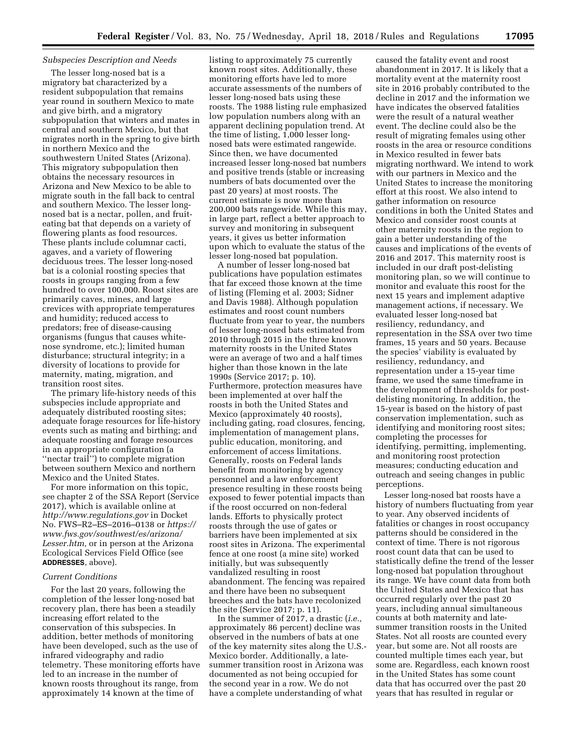*Subspecies Description and Needs*

The lesser long-nosed bat is a migratory bat characterized by a resident subpopulation that remains year round in southern Mexico to mate and give birth, and a migratory subpopulation that winters and mates in central and southern Mexico, but that migrates north in the spring to give birth in northern Mexico and the southwestern United States (Arizona). This migratory subpopulation then obtains the necessary resources in Arizona and New Mexico to be able to migrate south in the fall back to central and southern Mexico. The lesser long-nosed bat is a nectar, pollen, and fruit-eating bat that depends on a variety of flowering plants as food resources. These plants include columnar cacti, agaves, and a variety of flowering deciduous trees. The lesser long-nosed bat is a colonial roosting species that roosts in groups ranging from a few hundred to over 100,000. Roost sites are primarily caves, mines, and large crevices with appropriate temperatures and humidity; reduced access to predators; free of disease-causing organisms (fungus that causes white-nose syndrome, etc.); limited human disturbance; structural integrity; in a diversity of locations to provide for maternity, mating, migration, and transition roost sites.

The primary life-history needs of this subspecies include appropriate and adequately distributed roosting sites; adequate forage resources for life-history events such as mating and birthing; and adequate roosting and forage resources in an appropriate configuration (a ''nectar trail'') to complete migration between southern Mexico and northern Mexico and the United States.

For more information on this topic, see chapter 2 of the SSA Report (Service 2017), which is available online at *http://www.regulations.gov* in Docket No. FWS–R2–ES–2016–0138 or *https://www.fws.gov/southwest/es/arizona/Lesser.htm,* or in person at the Arizona Ecological Services Field Office (see **ADDRESSES**, above).

*Current Conditions*

For the last 20 years, following the completion of the lesser long-nosed bat recovery plan, there has been a steadily increasing effort related to the conservation of this subspecies. In addition, better methods of monitoring have been developed, such as the use of infrared videography and radio telemetry. These monitoring efforts have led to an increase in the number of known roosts throughout its range, from approximately 14 known at the time of listing to approximately 75 currently known roost sites. Additionally, these monitoring efforts have led to more accurate assessments of the numbers of lesser long-nosed bats using these roosts. The 1988 listing rule emphasized low population numbers along with an apparent declining population trend. At the time of listing, 1,000 lesser long-nosed bats were estimated rangewide. Since then, we have documented increased lesser long-nosed bat numbers and positive trends (stable or increasing numbers of bats documented over the past 20 years) at most roosts. The current estimate is now more than 200,000 bats rangewide. While this may, in large part, reflect a better approach to survey and monitoring in subsequent years, it gives us better information upon which to evaluate the status of the lesser long-nosed bat population.

A number of lesser long-nosed bat publications have population estimates that far exceed those known at the time of listing (Fleming et al. 2003; Sidner and Davis 1988). Although population estimates and roost count numbers fluctuate from year to year, the numbers of lesser long-nosed bats estimated from 2010 through 2015 in the three known maternity roosts in the United States were an average of two and a half times higher than those known in the late 1990s (Service 2017; p. 10). Furthermore, protection measures have been implemented at over half the roosts in both the United States and Mexico (approximately 40 roosts), including gating, road closures, fencing, implementation of management plans, public education, monitoring, and enforcement of access limitations. Generally, roosts on Federal lands benefit from monitoring by agency personnel and a law enforcement presence resulting in these roosts being exposed to fewer potential impacts than if the roost occurred on non-federal lands. Efforts to physically protect roosts through the use of gates or barriers have been implemented at six roost sites in Arizona. The experimental fence at one roost (a mine site) worked initially, but was subsequently vandalized resulting in roost abandonment. The fencing was repaired and there have been no subsequent breeches and the bats have recolonized the site (Service 2017; p. 11).

In the summer of 2017, a drastic (*i.e.,* approximately 86 percent) decline was observed in the numbers of bats at one of the key maternity sites along the U.S.-Mexico border. Additionally, a late-summer transition roost in Arizona was documented as not being occupied for the second year in a row. We do not have a complete understanding of what caused the fatality event and roost abandonment in 2017. It is likely that a mortality event at the maternity roost site in 2016 probably contributed to the decline in 2017 and the information we have indicates the observed fatalities were the result of a natural weather event. The decline could also be the result of migrating females using other roosts in the area or resource conditions in Mexico resulted in fewer bats migrating northward. We intend to work with our partners in Mexico and the United States to increase the monitoring effort at this roost. We also intend to gather information on resource conditions in both the United States and Mexico and consider roost counts at other maternity roosts in the region to gain a better understanding of the causes and implications of the events of 2016 and 2017. This maternity roost is included in our draft post-delisting monitoring plan, so we will continue to monitor and evaluate this roost for the next 15 years and implement adaptive management actions, if necessary. We evaluated lesser long-nosed bat resiliency, redundancy, and representation in the SSA over two time frames, 15 years and 50 years. Because the species' viability is evaluated by resiliency, redundancy, and representation under a 15-year time frame, we used the same timeframe in the development of thresholds for post-delisting monitoring. In addition, the 15-year is based on the history of past conservation implementation, such as identifying and monitoring roost sites; completing the processes for identifying, permitting, implementing, and monitoring roost protection measures; conducting education and outreach and seeing changes in public perceptions.

Lesser long-nosed bat roosts have a history of numbers fluctuating from year to year. Any observed incidents of fatalities or changes in roost occupancy patterns should be considered in the context of time. There is not rigorous roost count data that can be used to statistically define the trend of the lesser long-nosed bat population throughout its range. We have count data from both the United States and Mexico that has occurred regularly over the past 20 years, including annual simultaneous counts at both maternity and late-summer transition roosts in the United States. Not all roosts are counted every year, but some are. Not all roosts are counted multiple times each year, but some are. Regardless, each known roost in the United States has some count data that has occurred over the past 20 years that has resulted in regular or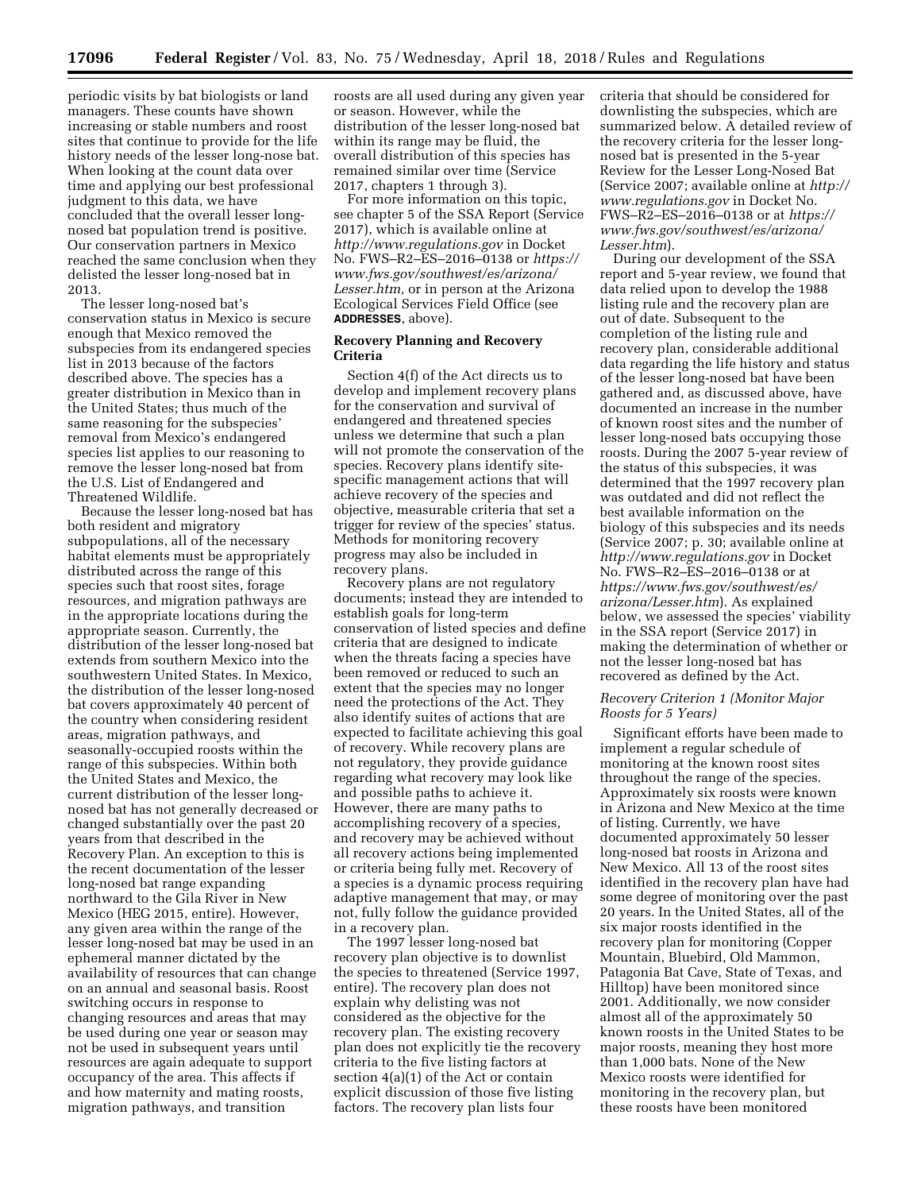periodic visits by bat biologists or land managers. These counts have shown increasing or stable numbers and roost sites that continue to provide for the life history needs of the lesser long-nose bat. When looking at the count data over time and applying our best professional judgment to this data, we have concluded that the overall lesser long-nosed bat population trend is positive. Our conservation partners in Mexico reached the same conclusion when they delisted the lesser long-nosed bat in 2013.

The lesser long-nosed bat's conservation status in Mexico is secure enough that Mexico removed the subspecies from its endangered species list in 2013 because of the factors described above. The species has a greater distribution in Mexico than in the United States; thus much of the same reasoning for the subspecies' removal from Mexico's endangered species list applies to our reasoning to remove the lesser long-nosed bat from the U.S. List of Endangered and Threatened Wildlife.

Because the lesser long-nosed bat has both resident and migratory subpopulations, all of the necessary habitat elements must be appropriately distributed across the range of this species such that roost sites, forage resources, and migration pathways are in the appropriate locations during the appropriate season. Currently, the distribution of the lesser long-nosed bat extends from southern Mexico into the southwestern United States. In Mexico, the distribution of the lesser long-nosed bat covers approximately 40 percent of the country when considering resident areas, migration pathways, and seasonally-occupied roosts within the range of this subspecies. Within both the United States and Mexico, the current distribution of the lesser long-nosed bat has not generally decreased or changed substantially over the past 20 years from that described in the Recovery Plan. An exception to this is the recent documentation of the lesser long-nosed bat range expanding northward to the Gila River in New Mexico (HEG 2015, entire). However, any given area within the range of the lesser long-nosed bat may be used in an ephemeral manner dictated by the availability of resources that can change on an annual and seasonal basis. Roost switching occurs in response to changing resources and areas that may be used during one year or season may not be used in subsequent years until resources are again adequate to support occupancy of the area. This affects if and how maternity and mating roosts, migration pathways, and transition roosts are all used during any given year or season. However, while the distribution of the lesser long-nosed bat within its range may be fluid, the overall distribution of this species has remained similar over time (Service 2017, chapters 1 through 3).

For more information on this topic, see chapter 5 of the SSA Report (Service 2017), which is available online at *http://www.regulations.gov* in Docket No. FWS–R2–ES–2016–0138 or *https://www.fws.gov/southwest/es/arizona/Lesser.htm,* or in person at the Arizona Ecological Services Field Office (see **ADDRESSES**, above).

## Recovery Planning and Recovery Criteria

Section 4(f) of the Act directs us to develop and implement recovery plans for the conservation and survival of endangered and threatened species unless we determine that such a plan will not promote the conservation of the species. Recovery plans identify site-specific management actions that will achieve recovery of the species and objective, measurable criteria that set a trigger for review of the species' status. Methods for monitoring recovery progress may also be included in recovery plans.

Recovery plans are not regulatory documents; instead they are intended to establish goals for long-term conservation of listed species and define criteria that are designed to indicate when the threats facing a species have been removed or reduced to such an extent that the species may no longer need the protections of the Act. They also identify suites of actions that are expected to facilitate achieving this goal of recovery. While recovery plans are not regulatory, they provide guidance regarding what recovery may look like and possible paths to achieve it. However, there are many paths to accomplishing recovery of a species, and recovery may be achieved without all recovery actions being implemented or criteria being fully met. Recovery of a species is a dynamic process requiring adaptive management that may, or may not, fully follow the guidance provided in a recovery plan.

The 1997 lesser long-nosed bat recovery plan objective is to downlist the species to threatened (Service 1997, entire). The recovery plan does not explain why delisting was not considered as the objective for the recovery plan. The existing recovery plan does not explicitly tie the recovery criteria to the five listing factors at section 4(a)(1) of the Act or contain explicit discussion of those five listing factors. The recovery plan lists four criteria that should be considered for downlisting the subspecies, which are summarized below. A detailed review of the recovery criteria for the lesser long-nosed bat is presented in the 5-year Review for the Lesser Long-Nosed Bat (Service 2007; available online at *http://www.regulations.gov* in Docket No. FWS–R2–ES–2016–0138 or at *https://www.fws.gov/southwest/es/arizona/Lesser.htm*).

During our development of the SSA report and 5-year review, we found that data relied upon to develop the 1988 listing rule and the recovery plan are out of date. Subsequent to the completion of the listing rule and recovery plan, considerable additional data regarding the life history and status of the lesser long-nosed bat have been gathered and, as discussed above, have documented an increase in the number of known roost sites and the number of lesser long-nosed bats occupying those roosts. During the 2007 5-year review of the status of this subspecies, it was determined that the 1997 recovery plan was outdated and did not reflect the best available information on the biology of this subspecies and its needs (Service 2007; p. 30; available online at *http://www.regulations.gov* in Docket No. FWS–R2–ES–2016–0138 or at *https://www.fws.gov/southwest/es/arizona/Lesser.htm*). As explained below, we assessed the species' viability in the SSA report (Service 2017) in making the determination of whether or not the lesser long-nosed bat has recovered as defined by the Act.

### *Recovery Criterion 1 (Monitor Major Roosts for 5 Years)*

Significant efforts have been made to implement a regular schedule of monitoring at the known roost sites throughout the range of the species. Approximately six roosts were known in Arizona and New Mexico at the time of listing. Currently, we have documented approximately 50 lesser long-nosed bat roosts in Arizona and New Mexico. All 13 of the roost sites identified in the recovery plan have had some degree of monitoring over the past 20 years. In the United States, all of the six major roosts identified in the recovery plan for monitoring (Copper Mountain, Bluebird, Old Mammon, Patagonia Bat Cave, State of Texas, and Hilltop) have been monitored since 2001. Additionally, we now consider almost all of the approximately 50 known roosts in the United States to be major roosts, meaning they host more than 1,000 bats. None of the New Mexico roosts were identified for monitoring in the recovery plan, but these roosts have been monitored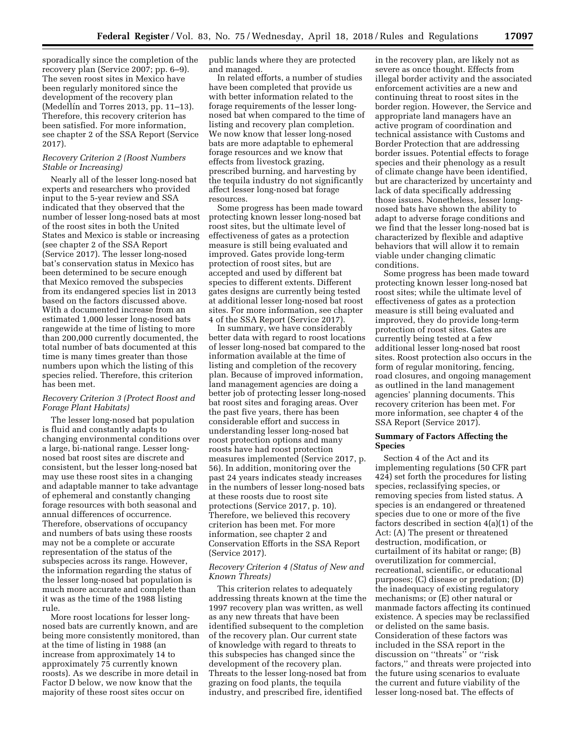sporadically since the completion of the recovery plan (Service 2007; pp. 6–9). The seven roost sites in Mexico have been regularly monitored since the development of the recovery plan (Medellín and Torres 2013, pp. 11–13). Therefore, this recovery criterion has been satisfied. For more information, see chapter 2 of the SSA Report (Service 2017).

*Recovery Criterion 2 (Roost Numbers Stable or Increasing)*

Nearly all of the lesser long-nosed bat experts and researchers who provided input to the 5-year review and SSA indicated that they observed that the number of lesser long-nosed bats at most of the roost sites in both the United States and Mexico is stable or increasing (see chapter 2 of the SSA Report (Service 2017). The lesser long-nosed bat's conservation status in Mexico has been determined to be secure enough that Mexico removed the subspecies from its endangered species list in 2013 based on the factors discussed above. With a documented increase from an estimated 1,000 lesser long-nosed bats rangewide at the time of listing to more than 200,000 currently documented, the total number of bats documented at this time is many times greater than those numbers upon which the listing of this species relied. Therefore, this criterion has been met.

*Recovery Criterion 3 (Protect Roost and Forage Plant Habitats)*

The lesser long-nosed bat population is fluid and constantly adapts to changing environmental conditions over a large, bi-national range. Lesser long-nosed bat roost sites are discrete and consistent, but the lesser long-nosed bat may use these roost sites in a changing and adaptable manner to take advantage of ephemeral and constantly changing forage resources with both seasonal and annual differences of occurrence. Therefore, observations of occupancy and numbers of bats using these roosts may not be a complete or accurate representation of the status of the subspecies across its range. However, the information regarding the status of the lesser long-nosed bat population is much more accurate and complete than it was as the time of the 1988 listing rule.

More roost locations for lesser long-nosed bats are currently known, and are being more consistently monitored, than at the time of listing in 1988 (an increase from approximately 14 to approximately 75 currently known roosts). As we describe in more detail in Factor D below, we now know that the majority of these roost sites occur on public lands where they are protected and managed.

In related efforts, a number of studies have been completed that provide us with better information related to the forage requirements of the lesser long-nosed bat when compared to the time of listing and recovery plan completion. We now know that lesser long-nosed bats are more adaptable to ephemeral forage resources and we know that effects from livestock grazing, prescribed burning, and harvesting by the tequila industry do not significantly affect lesser long-nosed bat forage resources.

Some progress has been made toward protecting known lesser long-nosed bat roost sites, but the ultimate level of effectiveness of gates as a protection measure is still being evaluated and improved. Gates provide long-term protection of roost sites, but are accepted and used by different bat species to different extents. Different gates designs are currently being tested at additional lesser long-nosed bat roost sites. For more information, see chapter 4 of the SSA Report (Service 2017).

In summary, we have considerably better data with regard to roost locations of lesser long-nosed bat compared to the information available at the time of listing and completion of the recovery plan. Because of improved information, land management agencies are doing a better job of protecting lesser long-nosed bat roost sites and foraging areas. Over the past five years, there has been considerable effort and success in understanding lesser long-nosed bat roost protection options and many roosts have had roost protection measures implemented (Service 2017, p. 56). In addition, monitoring over the past 24 years indicates steady increases in the numbers of lesser long-nosed bats at these roosts due to roost site protections (Service 2017, p. 10). Therefore, we believed this recovery criterion has been met. For more information, see chapter 2 and Conservation Efforts in the SSA Report (Service 2017).

*Recovery Criterion 4 (Status of New and Known Threats)*

This criterion relates to adequately addressing threats known at the time the 1997 recovery plan was written, as well as any new threats that have been identified subsequent to the completion of the recovery plan. Our current state of knowledge with regard to threats to this subspecies has changed since the development of the recovery plan. Threats to the lesser long-nosed bat from grazing on food plants, the tequila industry, and prescribed fire, identified in the recovery plan, are likely not as severe as once thought. Effects from illegal border activity and the associated enforcement activities are a new and continuing threat to roost sites in the border region. However, the Service and appropriate land managers have an active program of coordination and technical assistance with Customs and Border Protection that are addressing border issues. Potential effects to forage species and their phenology as a result of climate change have been identified, but are characterized by uncertainty and lack of data specifically addressing those issues. Nonetheless, lesser long-nosed bats have shown the ability to adapt to adverse forage conditions and we find that the lesser long-nosed bat is characterized by flexible and adaptive behaviors that will allow it to remain viable under changing climatic conditions.

Some progress has been made toward protecting known lesser long-nosed bat roost sites; while the ultimate level of effectiveness of gates as a protection measure is still being evaluated and improved, they do provide long-term protection of roost sites. Gates are currently being tested at a few additional lesser long-nosed bat roost sites. Roost protection also occurs in the form of regular monitoring, fencing, road closures, and ongoing management as outlined in the land management agencies' planning documents. This recovery criterion has been met. For more information, see chapter 4 of the SSA Report (Service 2017).

## Summary of Factors Affecting the Species

Section 4 of the Act and its implementing regulations (50 CFR part 424) set forth the procedures for listing species, reclassifying species, or removing species from listed status. A species is an endangered or threatened species due to one or more of the five factors described in section 4(a)(1) of the Act: (A) The present or threatened destruction, modification, or curtailment of its habitat or range; (B) overutilization for commercial, recreational, scientific, or educational purposes; (C) disease or predation; (D) the inadequacy of existing regulatory mechanisms; or (E) other natural or manmade factors affecting its continued existence. A species may be reclassified or delisted on the same basis. Consideration of these factors was included in the SSA report in the discussion on "threats" or "risk factors," and threats were projected into the future using scenarios to evaluate the current and future viability of the lesser long-nosed bat. The effects of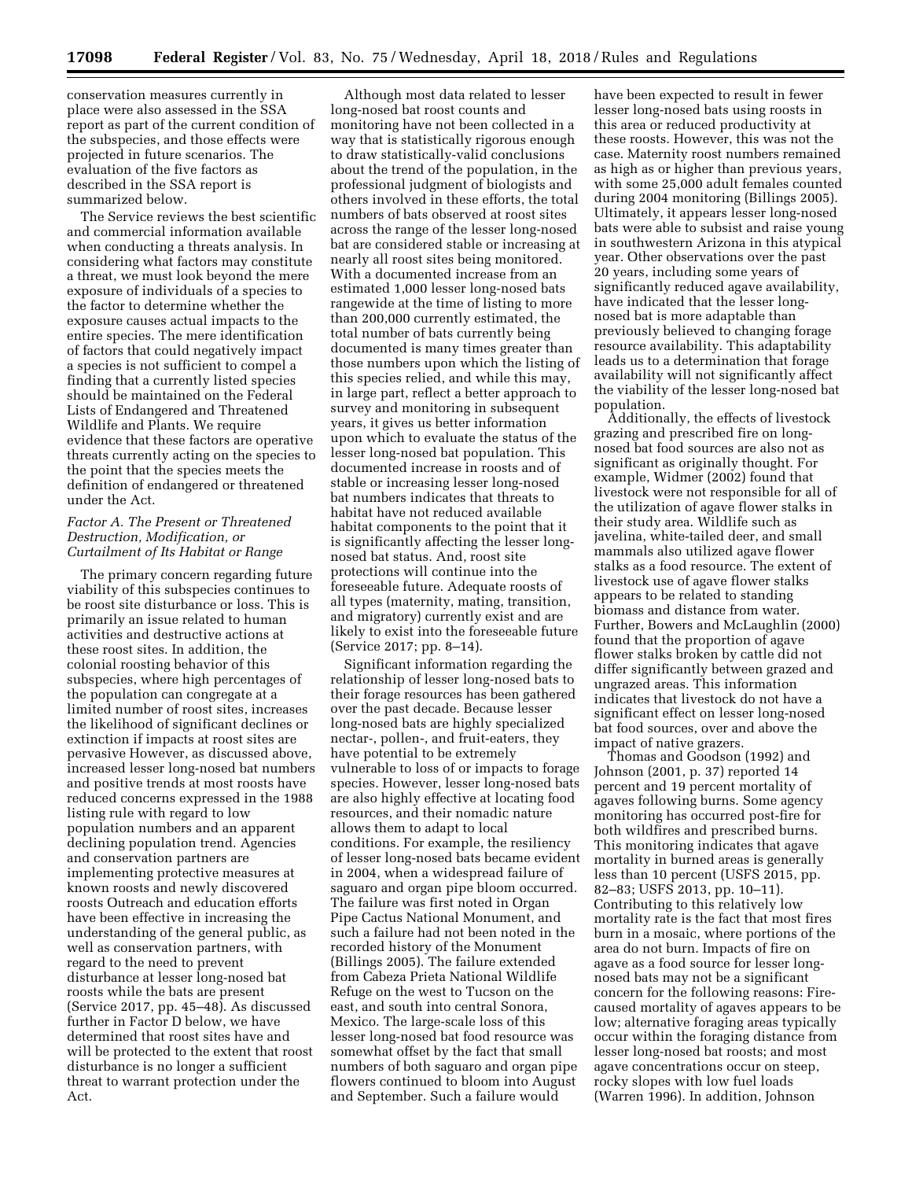conservation measures currently in place were also assessed in the SSA report as part of the current condition of the subspecies, and those effects were projected in future scenarios. The evaluation of the five factors as described in the SSA report is summarized below.

The Service reviews the best scientific and commercial information available when conducting a threats analysis. In considering what factors may constitute a threat, we must look beyond the mere exposure of individuals of a species to the factor to determine whether the exposure causes actual impacts to the entire species. The mere identification of factors that could negatively impact a species is not sufficient to compel a finding that a currently listed species should be maintained on the Federal Lists of Endangered and Threatened Wildlife and Plants. We require evidence that these factors are operative threats currently acting on the species to the point that the species meets the definition of endangered or threatened under the Act.

### *Factor A. The Present or Threatened Destruction, Modification, or Curtailment of Its Habitat or Range*

The primary concern regarding future viability of this subspecies continues to be roost site disturbance or loss. This is primarily an issue related to human activities and destructive actions at these roost sites. In addition, the colonial roosting behavior of this subspecies, where high percentages of the population can congregate at a limited number of roost sites, increases the likelihood of significant declines or extinction if impacts at roost sites are pervasive However, as discussed above, increased lesser long-nosed bat numbers and positive trends at most roosts have reduced concerns expressed in the 1988 listing rule with regard to low population numbers and an apparent declining population trend. Agencies and conservation partners are implementing protective measures at known roosts and newly discovered roosts Outreach and education efforts have been effective in increasing the understanding of the general public, as well as conservation partners, with regard to the need to prevent disturbance at lesser long-nosed bat roosts while the bats are present (Service 2017, pp. 45–48). As discussed further in Factor D below, we have determined that roost sites have and will be protected to the extent that roost disturbance is no longer a sufficient threat to warrant protection under the Act.

Although most data related to lesser long-nosed bat roost counts and monitoring have not been collected in a way that is statistically rigorous enough to draw statistically-valid conclusions about the trend of the population, in the professional judgment of biologists and others involved in these efforts, the total numbers of bats observed at roost sites across the range of the lesser long-nosed bat are considered stable or increasing at nearly all roost sites being monitored. With a documented increase from an estimated 1,000 lesser long-nosed bats rangewide at the time of listing to more than 200,000 currently estimated, the total number of bats currently being documented is many times greater than those numbers upon which the listing of this species relied, and while this may, in large part, reflect a better approach to survey and monitoring in subsequent years, it gives us better information upon which to evaluate the status of the lesser long-nosed bat population. This documented increase in roosts and of stable or increasing lesser long-nosed bat numbers indicates that threats to habitat have not reduced available habitat components to the point that it is significantly affecting the lesser long-nosed bat status. And, roost site protections will continue into the foreseeable future. Adequate roosts of all types (maternity, mating, transition, and migratory) currently exist and are likely to exist into the foreseeable future (Service 2017; pp. 8–14).

Significant information regarding the relationship of lesser long-nosed bats to their forage resources has been gathered over the past decade. Because lesser long-nosed bats are highly specialized nectar-, pollen-, and fruit-eaters, they have potential to be extremely vulnerable to loss of or impacts to forage species. However, lesser long-nosed bats are also highly effective at locating food resources, and their nomadic nature allows them to adapt to local conditions. For example, the resiliency of lesser long-nosed bats became evident in 2004, when a widespread failure of saguaro and organ pipe bloom occurred. The failure was first noted in Organ Pipe Cactus National Monument, and such a failure had not been noted in the recorded history of the Monument (Billings 2005). The failure extended from Cabeza Prieta National Wildlife Refuge on the west to Tucson on the east, and south into central Sonora, Mexico. The large-scale loss of this lesser long-nosed bat food resource was somewhat offset by the fact that small numbers of both saguaro and organ pipe flowers continued to bloom into August and September. Such a failure would have been expected to result in fewer lesser long-nosed bats using roosts in this area or reduced productivity at these roosts. However, this was not the case. Maternity roost numbers remained as high as or higher than previous years, with some 25,000 adult females counted during 2004 monitoring (Billings 2005). Ultimately, it appears lesser long-nosed bats were able to subsist and raise young in southwestern Arizona in this atypical year. Other observations over the past 20 years, including some years of significantly reduced agave availability, have indicated that the lesser long-nosed bat is more adaptable than previously believed to changing forage resource availability. This adaptability leads us to a determination that forage availability will not significantly affect the viability of the lesser long-nosed bat population.

Additionally, the effects of livestock grazing and prescribed fire on long-nosed bat food sources are also not as significant as originally thought. For example, Widmer (2002) found that livestock were not responsible for all of the utilization of agave flower stalks in their study area. Wildlife such as javelina, white-tailed deer, and small mammals also utilized agave flower stalks as a food resource. The extent of livestock use of agave flower stalks appears to be related to standing biomass and distance from water. Further, Bowers and McLaughlin (2000) found that the proportion of agave flower stalks broken by cattle did not differ significantly between grazed and ungrazed areas. This information indicates that livestock do not have a significant effect on lesser long-nosed bat food sources, over and above the impact of native grazers.

Thomas and Goodson (1992) and Johnson (2001, p. 37) reported 14 percent and 19 percent mortality of agaves following burns. Some agency monitoring has occurred post-fire for both wildfires and prescribed burns. This monitoring indicates that agave mortality in burned areas is generally less than 10 percent (USFS 2015, pp. 82–83; USFS 2013, pp. 10–11). Contributing to this relatively low mortality rate is the fact that most fires burn in a mosaic, where portions of the area do not burn. Impacts of fire on agave as a food source for lesser long-nosed bats may not be a significant concern for the following reasons: Fire-caused mortality of agaves appears to be low; alternative foraging areas typically occur within the foraging distance from lesser long-nosed bat roosts; and most agave concentrations occur on steep, rocky slopes with low fuel loads (Warren 1996). In addition, Johnson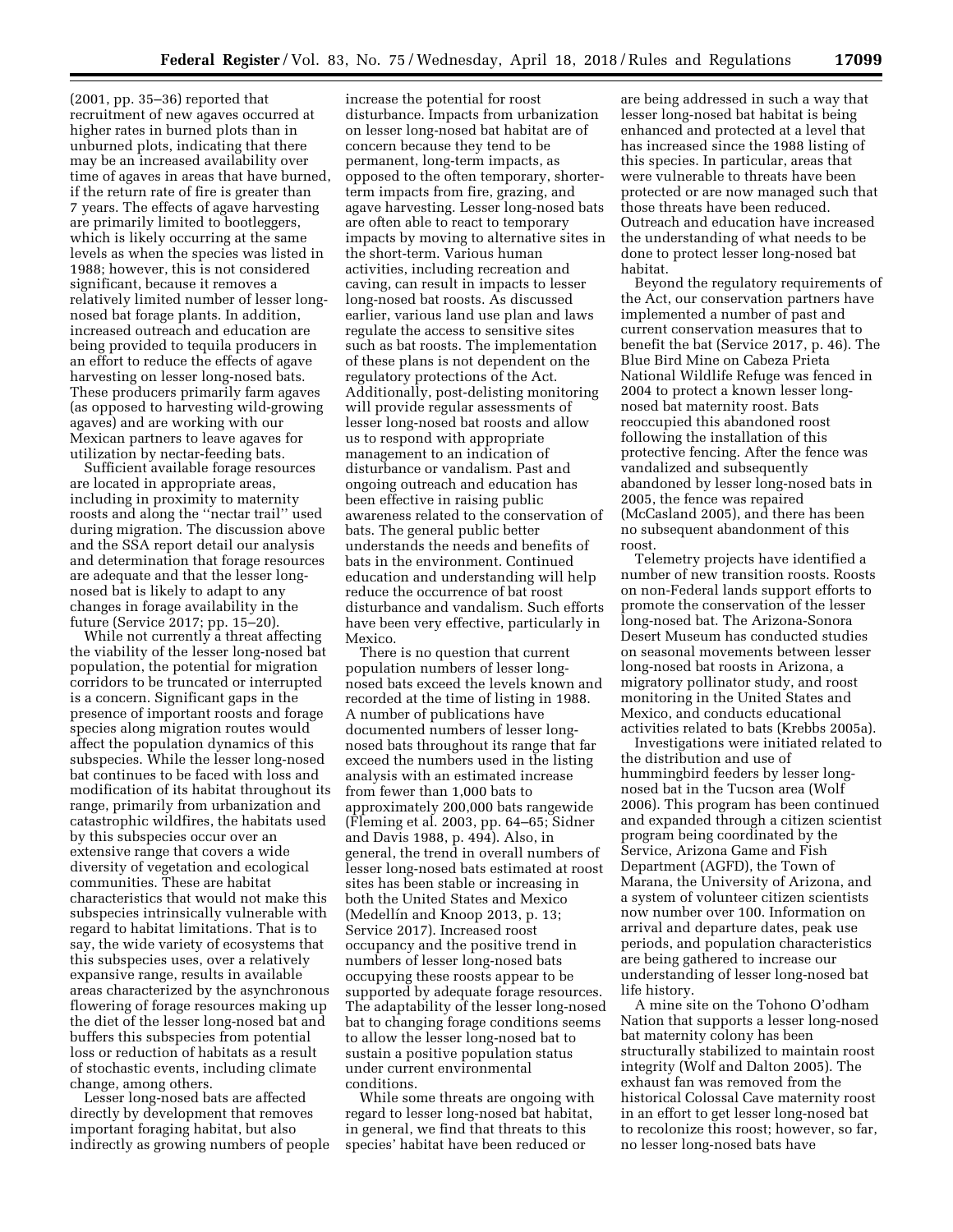(2001, pp. 35–36) reported that recruitment of new agaves occurred at higher rates in burned plots than in unburned plots, indicating that there may be an increased availability over time of agaves in areas that have burned, if the return rate of fire is greater than 7 years. The effects of agave harvesting are primarily limited to bootleggers, which is likely occurring at the same levels as when the species was listed in 1988; however, this is not considered significant, because it removes a relatively limited number of lesser long-nosed bat forage plants. In addition, increased outreach and education are being provided to tequila producers in an effort to reduce the effects of agave harvesting on lesser long-nosed bats. These producers primarily farm agaves (as opposed to harvesting wild-growing agaves) and are working with our Mexican partners to leave agaves for utilization by nectar-feeding bats.

Sufficient available forage resources are located in appropriate areas, including in proximity to maternity roosts and along the ''nectar trail'' used during migration. The discussion above and the SSA report detail our analysis and determination that forage resources are adequate and that the lesser long-nosed bat is likely to adapt to any changes in forage availability in the future (Service 2017; pp. 15–20).

While not currently a threat affecting the viability of the lesser long-nosed bat population, the potential for migration corridors to be truncated or interrupted is a concern. Significant gaps in the presence of important roosts and forage species along migration routes would affect the population dynamics of this subspecies. While the lesser long-nosed bat continues to be faced with loss and modification of its habitat throughout its range, primarily from urbanization and catastrophic wildfires, the habitats used by this subspecies occur over an extensive range that covers a wide diversity of vegetation and ecological communities. These are habitat characteristics that would not make this subspecies intrinsically vulnerable with regard to habitat limitations. That is to say, the wide variety of ecosystems that this subspecies uses, over a relatively expansive range, results in available areas characterized by the asynchronous flowering of forage resources making up the diet of the lesser long-nosed bat and buffers this subspecies from potential loss or reduction of habitats as a result of stochastic events, including climate change, among others.

Lesser long-nosed bats are affected directly by development that removes important foraging habitat, but also indirectly as growing numbers of people increase the potential for roost disturbance. Impacts from urbanization on lesser long-nosed bat habitat are of concern because they tend to be permanent, long-term impacts, as opposed to the often temporary, shorter-term impacts from fire, grazing, and agave harvesting. Lesser long-nosed bats are often able to react to temporary impacts by moving to alternative sites in the short-term. Various human activities, including recreation and caving, can result in impacts to lesser long-nosed bat roosts. As discussed earlier, various land use plan and laws regulate the access to sensitive sites such as bat roosts. The implementation of these plans is not dependent on the regulatory protections of the Act. Additionally, post-delisting monitoring will provide regular assessments of lesser long-nosed bat roosts and allow us to respond with appropriate management to an indication of disturbance or vandalism. Past and ongoing outreach and education has been effective in raising public awareness related to the conservation of bats. The general public better understands the needs and benefits of bats in the environment. Continued education and understanding will help reduce the occurrence of bat roost disturbance and vandalism. Such efforts have been very effective, particularly in Mexico.

There is no question that current population numbers of lesser long-nosed bats exceed the levels known and recorded at the time of listing in 1988. A number of publications have documented numbers of lesser long-nosed bats throughout its range that far exceed the numbers used in the listing analysis with an estimated increase from fewer than 1,000 bats to approximately 200,000 bats rangewide (Fleming et al. 2003, pp. 64–65; Sidner and Davis 1988, p. 494). Also, in general, the trend in overall numbers of lesser long-nosed bats estimated at roost sites has been stable or increasing in both the United States and Mexico (Medellín and Knoop 2013, p. 13; Service 2017). Increased roost occupancy and the positive trend in numbers of lesser long-nosed bats occupying these roosts appear to be supported by adequate forage resources. The adaptability of the lesser long-nosed bat to changing forage conditions seems to allow the lesser long-nosed bat to sustain a positive population status under current environmental conditions.

While some threats are ongoing with regard to lesser long-nosed bat habitat, in general, we find that threats to this species' habitat have been reduced or are being addressed in such a way that lesser long-nosed bat habitat is being enhanced and protected at a level that has increased since the 1988 listing of this species. In particular, areas that were vulnerable to threats have been protected or are now managed such that those threats have been reduced. Outreach and education have increased the understanding of what needs to be done to protect lesser long-nosed bat habitat.

Beyond the regulatory requirements of the Act, our conservation partners have implemented a number of past and current conservation measures that to benefit the bat (Service 2017, p. 46). The Blue Bird Mine on Cabeza Prieta National Wildlife Refuge was fenced in 2004 to protect a known lesser long-nosed bat maternity roost. Bats reoccupied this abandoned roost following the installation of this protective fencing. After the fence was vandalized and subsequently abandoned by lesser long-nosed bats in 2005, the fence was repaired (McCasland 2005), and there has been no subsequent abandonment of this roost.

Telemetry projects have identified a number of new transition roosts. Roosts on non-Federal lands support efforts to promote the conservation of the lesser long-nosed bat. The Arizona-Sonora Desert Museum has conducted studies on seasonal movements between lesser long-nosed bat roosts in Arizona, a migratory pollinator study, and roost monitoring in the United States and Mexico, and conducts educational activities related to bats (Krebbs 2005a).

Investigations were initiated related to the distribution and use of hummingbird feeders by lesser long-nosed bat in the Tucson area (Wolf 2006). This program has been continued and expanded through a citizen scientist program being coordinated by the Service, Arizona Game and Fish Department (AGFD), the Town of Marana, the University of Arizona, and a system of volunteer citizen scientists now number over 100. Information on arrival and departure dates, peak use periods, and population characteristics are being gathered to increase our understanding of lesser long-nosed bat life history.

A mine site on the Tohono O'odham Nation that supports a lesser long-nosed bat maternity colony has been structurally stabilized to maintain roost integrity (Wolf and Dalton 2005). The exhaust fan was removed from the historical Colossal Cave maternity roost in an effort to get lesser long-nosed bat to recolonize this roost; however, so far, no lesser long-nosed bats have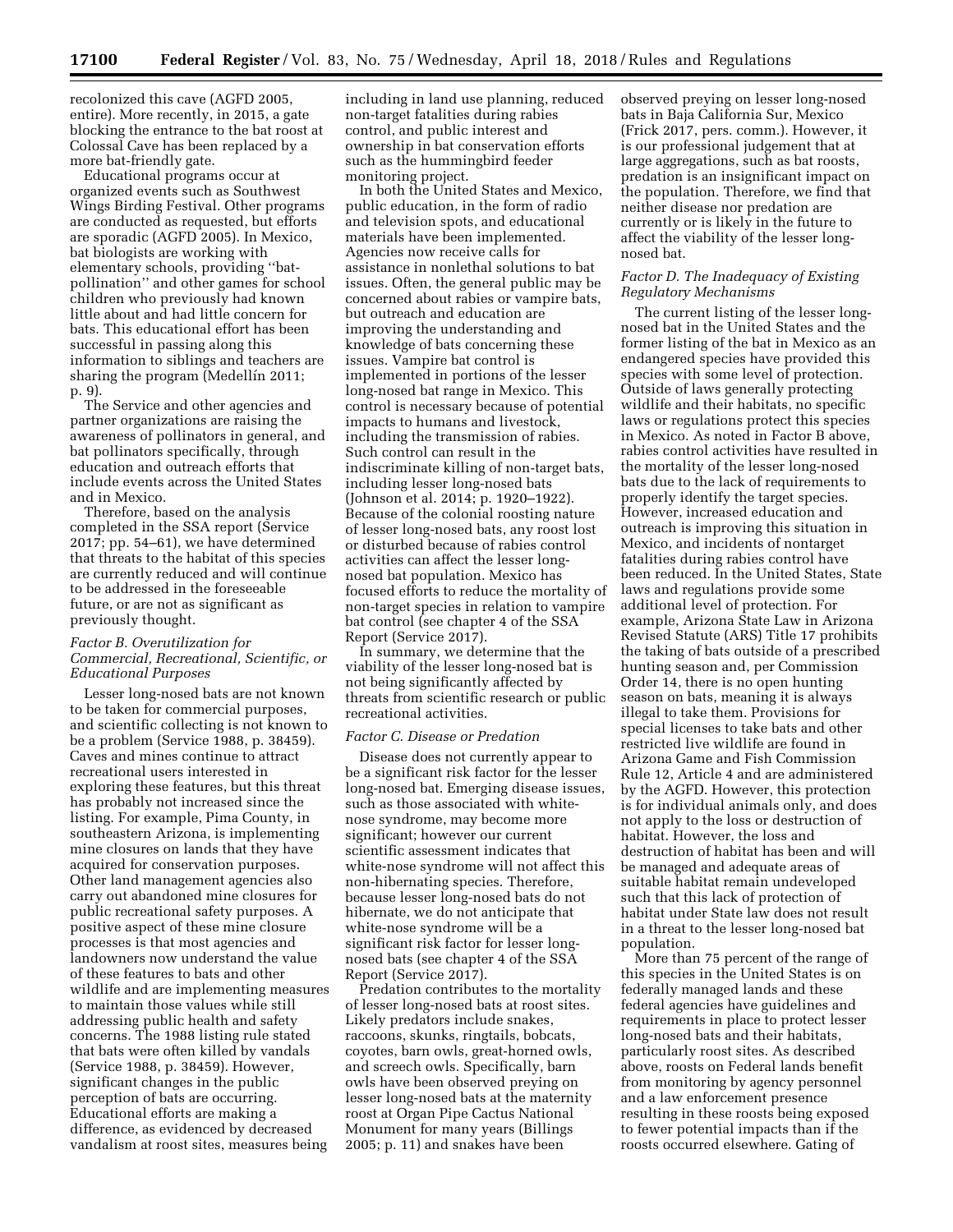recolonized this cave (AGFD 2005, entire). More recently, in 2015, a gate blocking the entrance to the bat roost at Colossal Cave has been replaced by a more bat-friendly gate.

Educational programs occur at organized events such as Southwest Wings Birding Festival. Other programs are conducted as requested, but efforts are sporadic (AGFD 2005). In Mexico, bat biologists are working with elementary schools, providing ''bat-pollination'' and other games for school children who previously had known little about and had little concern for bats. This educational effort has been successful in passing along this information to siblings and teachers are sharing the program (Medellín 2011; p. 9).

The Service and other agencies and partner organizations are raising the awareness of pollinators in general, and bat pollinators specifically, through education and outreach efforts that include events across the United States and in Mexico.

Therefore, based on the analysis completed in the SSA report (Service 2017; pp. 54–61), we have determined that threats to the habitat of this species are currently reduced and will continue to be addressed in the foreseeable future, or are not as significant as previously thought.

### *Factor B. Overutilization for Commercial, Recreational, Scientific, or Educational Purposes*

Lesser long-nosed bats are not known to be taken for commercial purposes, and scientific collecting is not known to be a problem (Service 1988, p. 38459). Caves and mines continue to attract recreational users interested in exploring these features, but this threat has probably not increased since the listing. For example, Pima County, in southeastern Arizona, is implementing mine closures on lands that they have acquired for conservation purposes. Other land management agencies also carry out abandoned mine closures for public recreational safety purposes. A positive aspect of these mine closure processes is that most agencies and landowners now understand the value of these features to bats and other wildlife and are implementing measures to maintain those values while still addressing public health and safety concerns. The 1988 listing rule stated that bats were often killed by vandals (Service 1988, p. 38459). However, significant changes in the public perception of bats are occurring. Educational efforts are making a difference, as evidenced by decreased vandalism at roost sites, measures being including in land use planning, reduced non-target fatalities during rabies control, and public interest and ownership in bat conservation efforts such as the hummingbird feeder monitoring project.

In both the United States and Mexico, public education, in the form of radio and television spots, and educational materials have been implemented. Agencies now receive calls for assistance in nonlethal solutions to bat issues. Often, the general public may be concerned about rabies or vampire bats, but outreach and education are improving the understanding and knowledge of bats concerning these issues. Vampire bat control is implemented in portions of the lesser long-nosed bat range in Mexico. This control is necessary because of potential impacts to humans and livestock, including the transmission of rabies. Such control can result in the indiscriminate killing of non-target bats, including lesser long-nosed bats (Johnson et al. 2014; p. 1920–1922). Because of the colonial roosting nature of lesser long-nosed bats, any roost lost or disturbed because of rabies control activities can affect the lesser long-nosed bat population. Mexico has focused efforts to reduce the mortality of non-target species in relation to vampire bat control (see chapter 4 of the SSA Report (Service 2017).

In summary, we determine that the viability of the lesser long-nosed bat is not being significantly affected by threats from scientific research or public recreational activities.

### *Factor C. Disease or Predation*

Disease does not currently appear to be a significant risk factor for the lesser long-nosed bat. Emerging disease issues, such as those associated with white-nose syndrome, may become more significant; however our current scientific assessment indicates that white-nose syndrome will not affect this non-hibernating species. Therefore, because lesser long-nosed bats do not hibernate, we do not anticipate that white-nose syndrome will be a significant risk factor for lesser long-nosed bats (see chapter 4 of the SSA Report (Service 2017).

Predation contributes to the mortality of lesser long-nosed bats at roost sites. Likely predators include snakes, raccoons, skunks, ringtails, bobcats, coyotes, barn owls, great-horned owls, and screech owls. Specifically, barn owls have been observed preying on lesser long-nosed bats at the maternity roost at Organ Pipe Cactus National Monument for many years (Billings 2005; p. 11) and snakes have been observed preying on lesser long-nosed bats in Baja California Sur, Mexico (Frick 2017, pers. comm.). However, it is our professional judgement that at large aggregations, such as bat roosts, predation is an insignificant impact on the population. Therefore, we find that neither disease nor predation are currently or is likely in the future to affect the viability of the lesser long-nosed bat.

### *Factor D. The Inadequacy of Existing Regulatory Mechanisms*

The current listing of the lesser long-nosed bat in the United States and the former listing of the bat in Mexico as an endangered species have provided this species with some level of protection. Outside of laws generally protecting wildlife and their habitats, no specific laws or regulations protect this species in Mexico. As noted in Factor B above, rabies control activities have resulted in the mortality of the lesser long-nosed bats due to the lack of requirements to properly identify the target species. However, increased education and outreach is improving this situation in Mexico, and incidents of nontarget fatalities during rabies control have been reduced. In the United States, State laws and regulations provide some additional level of protection. For example, Arizona State Law in Arizona Revised Statute (ARS) Title 17 prohibits the taking of bats outside of a prescribed hunting season and, per Commission Order 14, there is no open hunting season on bats, meaning it is always illegal to take them. Provisions for special licenses to take bats and other restricted live wildlife are found in Arizona Game and Fish Commission Rule 12, Article 4 and are administered by the AGFD. However, this protection is for individual animals only, and does not apply to the loss or destruction of habitat. However, the loss and destruction of habitat has been and will be managed and adequate areas of suitable habitat remain undeveloped such that this lack of protection of habitat under State law does not result in a threat to the lesser long-nosed bat population.

More than 75 percent of the range of this species in the United States is on federally managed lands and these federal agencies have guidelines and requirements in place to protect lesser long-nosed bats and their habitats, particularly roost sites. As described above, roosts on Federal lands benefit from monitoring by agency personnel and a law enforcement presence resulting in these roosts being exposed to fewer potential impacts than if the roosts occurred elsewhere. Gating of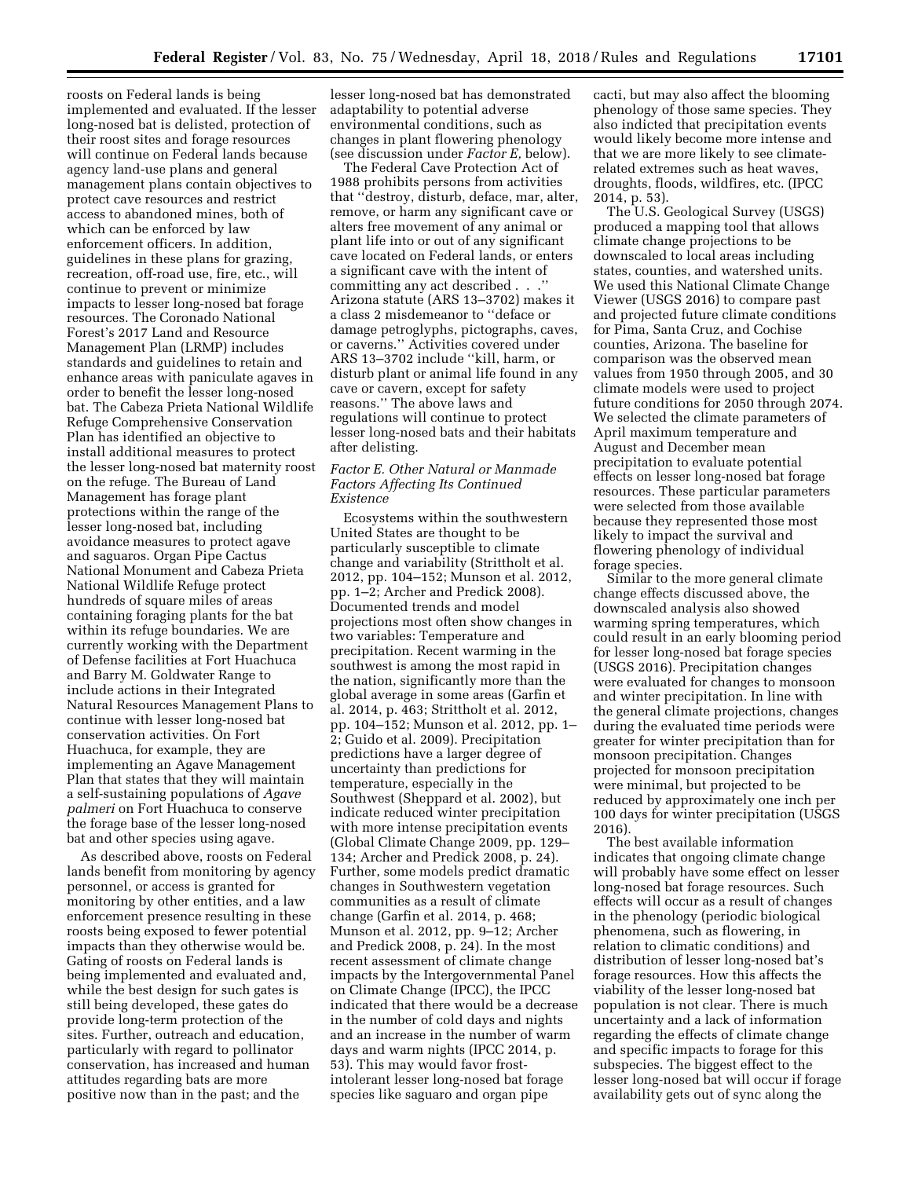roosts on Federal lands is being implemented and evaluated. If the lesser long-nosed bat is delisted, protection of their roost sites and forage resources will continue on Federal lands because agency land-use plans and general management plans contain objectives to protect cave resources and restrict access to abandoned mines, both of which can be enforced by law enforcement officers. In addition, guidelines in these plans for grazing, recreation, off-road use, fire, etc., will continue to prevent or minimize impacts to lesser long-nosed bat forage resources. The Coronado National Forest's 2017 Land and Resource Management Plan (LRMP) includes standards and guidelines to retain and enhance areas with paniculate agaves in order to benefit the lesser long-nosed bat. The Cabeza Prieta National Wildlife Refuge Comprehensive Conservation Plan has identified an objective to install additional measures to protect the lesser long-nosed bat maternity roost on the refuge. The Bureau of Land Management has forage plant protections within the range of the lesser long-nosed bat, including avoidance measures to protect agave and saguaros. Organ Pipe Cactus National Monument and Cabeza Prieta National Wildlife Refuge protect hundreds of square miles of areas containing foraging plants for the bat within its refuge boundaries. We are currently working with the Department of Defense facilities at Fort Huachuca and Barry M. Goldwater Range to include actions in their Integrated Natural Resources Management Plans to continue with lesser long-nosed bat conservation activities. On Fort Huachuca, for example, they are implementing an Agave Management Plan that states that they will maintain a self-sustaining populations of *Agave palmeri* on Fort Huachuca to conserve the forage base of the lesser long-nosed bat and other species using agave.

As described above, roosts on Federal lands benefit from monitoring by agency personnel, or access is granted for monitoring by other entities, and a law enforcement presence resulting in these roosts being exposed to fewer potential impacts than they otherwise would be. Gating of roosts on Federal lands is being implemented and evaluated and, while the best design for such gates is still being developed, these gates do provide long-term protection of the sites. Further, outreach and education, particularly with regard to pollinator conservation, has increased and human attitudes regarding bats are more positive now than in the past; and the lesser long-nosed bat has demonstrated adaptability to potential adverse environmental conditions, such as changes in plant flowering phenology (see discussion under *Factor E,* below).

The Federal Cave Protection Act of 1988 prohibits persons from activities that ''destroy, disturb, deface, mar, alter, remove, or harm any significant cave or alters free movement of any animal or plant life into or out of any significant cave located on Federal lands, or enters a significant cave with the intent of committing any act described . . .'' Arizona statute (ARS 13–3702) makes it a class 2 misdemeanor to ''deface or damage petroglyphs, pictographs, caves, or caverns.'' Activities covered under ARS 13–3702 include ''kill, harm, or disturb plant or animal life found in any cave or cavern, except for safety reasons.'' The above laws and regulations will continue to protect lesser long-nosed bats and their habitats after delisting.

### *Factor E. Other Natural or Manmade Factors Affecting Its Continued Existence*

Ecosystems within the southwestern United States are thought to be particularly susceptible to climate change and variability (Strittholt et al. 2012, pp. 104–152; Munson et al. 2012, pp. 1–2; Archer and Predick 2008). Documented trends and model projections most often show changes in two variables: Temperature and precipitation. Recent warming in the southwest is among the most rapid in the nation, significantly more than the global average in some areas (Garfin et al. 2014, p. 463; Strittholt et al. 2012, pp. 104–152; Munson et al. 2012, pp. 1–2; Guido et al. 2009). Precipitation predictions have a larger degree of uncertainty than predictions for temperature, especially in the Southwest (Sheppard et al. 2002), but indicate reduced winter precipitation with more intense precipitation events (Global Climate Change 2009, pp. 129–134; Archer and Predick 2008, p. 24). Further, some models predict dramatic changes in Southwestern vegetation communities as a result of climate change (Garfin et al. 2014, p. 468; Munson et al. 2012, pp. 9–12; Archer and Predick 2008, p. 24). In the most recent assessment of climate change impacts by the Intergovernmental Panel on Climate Change (IPCC), the IPCC indicated that there would be a decrease in the number of cold days and nights and an increase in the number of warm days and warm nights (IPCC 2014, p. 53). This may would favor frost-intolerant lesser long-nosed bat forage species like saguaro and organ pipe cacti, but may also affect the blooming phenology of those same species. They also indicted that precipitation events would likely become more intense and that we are more likely to see climate-related extremes such as heat waves, droughts, floods, wildfires, etc. (IPCC 2014, p. 53).

The U.S. Geological Survey (USGS) produced a mapping tool that allows climate change projections to be downscaled to local areas including states, counties, and watershed units. We used this National Climate Change Viewer (USGS 2016) to compare past and projected future climate conditions for Pima, Santa Cruz, and Cochise counties, Arizona. The baseline for comparison was the observed mean values from 1950 through 2005, and 30 climate models were used to project future conditions for 2050 through 2074. We selected the climate parameters of April maximum temperature and August and December mean precipitation to evaluate potential effects on lesser long-nosed bat forage resources. These particular parameters were selected from those available because they represented those most likely to impact the survival and flowering phenology of individual forage species.

Similar to the more general climate change effects discussed above, the downscaled analysis also showed warming spring temperatures, which could result in an early blooming period for lesser long-nosed bat forage species (USGS 2016). Precipitation changes were evaluated for changes to monsoon and winter precipitation. In line with the general climate projections, changes during the evaluated time periods were greater for winter precipitation than for monsoon precipitation. Changes projected for monsoon precipitation were minimal, but projected to be reduced by approximately one inch per 100 days for winter precipitation (USGS 2016).

The best available information indicates that ongoing climate change will probably have some effect on lesser long-nosed bat forage resources. Such effects will occur as a result of changes in the phenology (periodic biological phenomena, such as flowering, in relation to climatic conditions) and distribution of lesser long-nosed bat's forage resources. How this affects the viability of the lesser long-nosed bat population is not clear. There is much uncertainty and a lack of information regarding the effects of climate change and specific impacts to forage for this subspecies. The biggest effect to the lesser long-nosed bat will occur if forage availability gets out of sync along the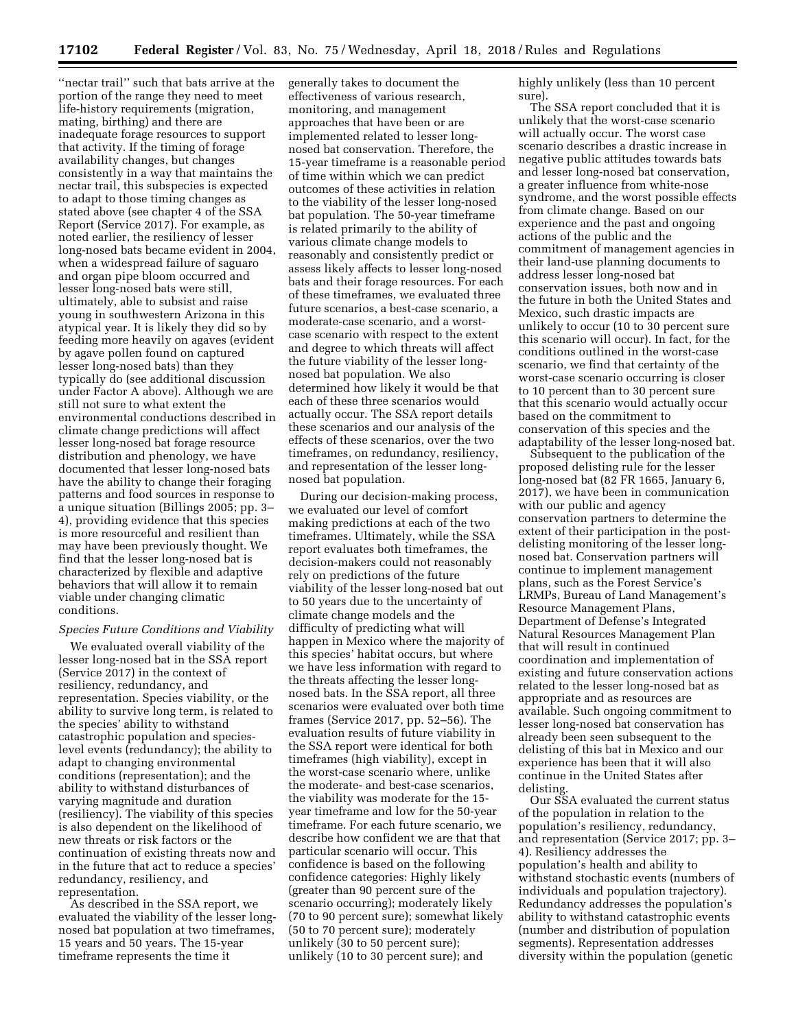''nectar trail'' such that bats arrive at the portion of the range they need to meet life-history requirements (migration, mating, birthing) and there are inadequate forage resources to support that activity. If the timing of forage availability changes, but changes consistently in a way that maintains the nectar trail, this subspecies is expected to adapt to those timing changes as stated above (see chapter 4 of the SSA Report (Service 2017). For example, as noted earlier, the resiliency of lesser long-nosed bats became evident in 2004, when a widespread failure of saguaro and organ pipe bloom occurred and lesser long-nosed bats were still, ultimately, able to subsist and raise young in southwestern Arizona in this atypical year. It is likely they did so by feeding more heavily on agaves (evident by agave pollen found on captured lesser long-nosed bats) than they typically do (see additional discussion under Factor A above). Although we are still not sure to what extent the environmental conductions described in climate change predictions will affect lesser long-nosed bat forage resource distribution and phenology, we have documented that lesser long-nosed bats have the ability to change their foraging patterns and food sources in response to a unique situation (Billings 2005; pp. 3–4), providing evidence that this species is more resourceful and resilient than may have been previously thought. We find that the lesser long-nosed bat is characterized by flexible and adaptive behaviors that will allow it to remain viable under changing climatic conditions.

### *Species Future Conditions and Viability*

We evaluated overall viability of the lesser long-nosed bat in the SSA report (Service 2017) in the context of resiliency, redundancy, and representation. Species viability, or the ability to survive long term, is related to the species' ability to withstand catastrophic population and species-level events (redundancy); the ability to adapt to changing environmental conditions (representation); and the ability to withstand disturbances of varying magnitude and duration (resiliency). The viability of this species is also dependent on the likelihood of new threats or risk factors or the continuation of existing threats now and in the future that act to reduce a species' redundancy, resiliency, and representation.

As described in the SSA report, we evaluated the viability of the lesser long-nosed bat population at two timeframes, 15 years and 50 years. The 15-year timeframe represents the time it generally takes to document the effectiveness of various research, monitoring, and management approaches that have been or are implemented related to lesser long-nosed bat conservation. Therefore, the 15-year timeframe is a reasonable period of time within which we can predict outcomes of these activities in relation to the viability of the lesser long-nosed bat population. The 50-year timeframe is related primarily to the ability of various climate change models to reasonably and consistently predict or assess likely affects to lesser long-nosed bats and their forage resources. For each of these timeframes, we evaluated three future scenarios, a best-case scenario, a moderate-case scenario, and a worst-case scenario with respect to the extent and degree to which threats will affect the future viability of the lesser long-nosed bat population. We also determined how likely it would be that each of these three scenarios would actually occur. The SSA report details these scenarios and our analysis of the effects of these scenarios, over the two timeframes, on redundancy, resiliency, and representation of the lesser long-nosed bat population.

During our decision-making process, we evaluated our level of comfort making predictions at each of the two timeframes. Ultimately, while the SSA report evaluates both timeframes, the decision-makers could not reasonably rely on predictions of the future viability of the lesser long-nosed bat out to 50 years due to the uncertainty of climate change models and the difficulty of predicting what will happen in Mexico where the majority of this species' habitat occurs, but where we have less information with regard to the threats affecting the lesser long-nosed bats. In the SSA report, all three scenarios were evaluated over both time frames (Service 2017, pp. 52–56). The evaluation results of future viability in the SSA report were identical for both timeframes (high viability), except in the worst-case scenario where, unlike the moderate- and best-case scenarios, the viability was moderate for the 15-year timeframe and low for the 50-year timeframe. For each future scenario, we describe how confident we are that that particular scenario will occur. This confidence is based on the following confidence categories: Highly likely (greater than 90 percent sure of the scenario occurring); moderately likely (70 to 90 percent sure); somewhat likely (50 to 70 percent sure); moderately unlikely (30 to 50 percent sure); unlikely (10 to 30 percent sure); and highly unlikely (less than 10 percent sure).

The SSA report concluded that it is unlikely that the worst-case scenario will actually occur. The worst case scenario describes a drastic increase in negative public attitudes towards bats and lesser long-nosed bat conservation, a greater influence from white-nose syndrome, and the worst possible effects from climate change. Based on our experience and the past and ongoing actions of the public and the commitment of management agencies in their land-use planning documents to address lesser long-nosed bat conservation issues, both now and in the future in both the United States and Mexico, such drastic impacts are unlikely to occur (10 to 30 percent sure this scenario will occur). In fact, for the conditions outlined in the worst-case scenario, we find that certainty of the worst-case scenario occurring is closer to 10 percent than to 30 percent sure that this scenario would actually occur based on the commitment to conservation of this species and the adaptability of the lesser long-nosed bat.

Subsequent to the publication of the proposed delisting rule for the lesser long-nosed bat (82 FR 1665, January 6, 2017), we have been in communication with our public and agency conservation partners to determine the extent of their participation in the post-delisting monitoring of the lesser long-nosed bat. Conservation partners will continue to implement management plans, such as the Forest Service's LRMPs, Bureau of Land Management's Resource Management Plans, Department of Defense's Integrated Natural Resources Management Plan that will result in continued coordination and implementation of existing and future conservation actions related to the lesser long-nosed bat as appropriate and as resources are available. Such ongoing commitment to lesser long-nosed bat conservation has already been seen subsequent to the delisting of this bat in Mexico and our experience has been that it will also continue in the United States after delisting.

Our SSA evaluated the current status of the population in relation to the population's resiliency, redundancy, and representation (Service 2017; pp. 3–4). Resiliency addresses the population's health and ability to withstand stochastic events (numbers of individuals and population trajectory). Redundancy addresses the population's ability to withstand catastrophic events (number and distribution of population segments). Representation addresses diversity within the population (genetic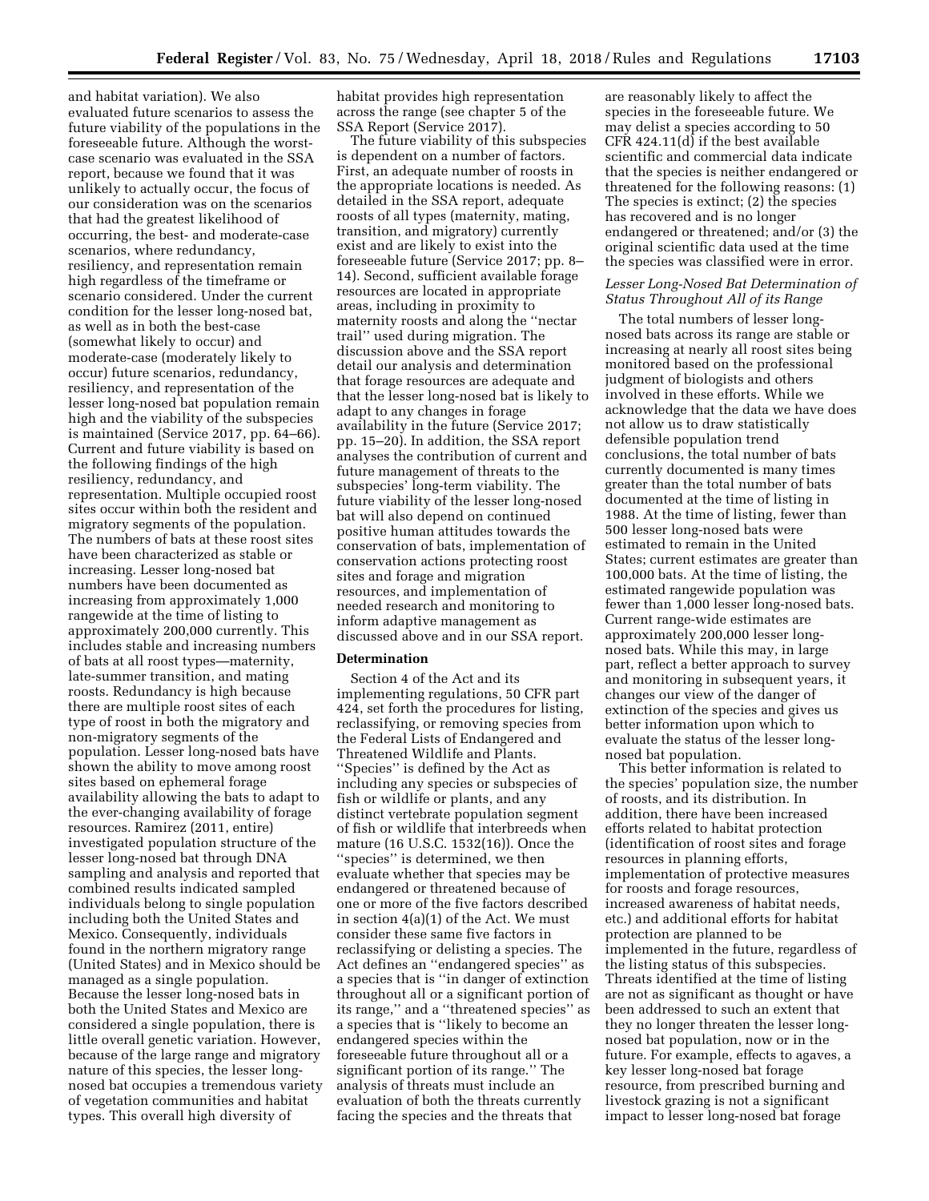and habitat variation). We also evaluated future scenarios to assess the future viability of the populations in the foreseeable future. Although the worst-case scenario was evaluated in the SSA report, because we found that it was unlikely to actually occur, the focus of our consideration was on the scenarios that had the greatest likelihood of occurring, the best- and moderate-case scenarios, where redundancy, resiliency, and representation remain high regardless of the timeframe or scenario considered. Under the current condition for the lesser long-nosed bat, as well as in both the best-case (somewhat likely to occur) and moderate-case (moderately likely to occur) future scenarios, redundancy, resiliency, and representation of the lesser long-nosed bat population remain high and the viability of the subspecies is maintained (Service 2017, pp. 64–66). Current and future viability is based on the following findings of the high resiliency, redundancy, and representation. Multiple occupied roost sites occur within both the resident and migratory segments of the population. The numbers of bats at these roost sites have been characterized as stable or increasing. Lesser long-nosed bat numbers have been documented as increasing from approximately 1,000 rangewide at the time of listing to approximately 200,000 currently. This includes stable and increasing numbers of bats at all roost types—maternity, late-summer transition, and mating roosts. Redundancy is high because there are multiple roost sites of each type of roost in both the migratory and non-migratory segments of the population. Lesser long-nosed bats have shown the ability to move among roost sites based on ephemeral forage availability allowing the bats to adapt to the ever-changing availability of forage resources. Ramirez (2011, entire) investigated population structure of the lesser long-nosed bat through DNA sampling and analysis and reported that combined results indicated sampled individuals belong to single population including both the United States and Mexico. Consequently, individuals found in the northern migratory range (United States) and in Mexico should be managed as a single population. Because the lesser long-nosed bats in both the United States and Mexico are considered a single population, there is little overall genetic variation. However, because of the large range and migratory nature of this species, the lesser long-nosed bat occupies a tremendous variety of vegetation communities and habitat types. This overall high diversity of habitat provides high representation across the range (see chapter 5 of the SSA Report (Service 2017).

The future viability of this subspecies is dependent on a number of factors. First, an adequate number of roosts in the appropriate locations is needed. As detailed in the SSA report, adequate roosts of all types (maternity, mating, transition, and migratory) currently exist and are likely to exist into the foreseeable future (Service 2017; pp. 8–14). Second, sufficient available forage resources are located in appropriate areas, including in proximity to maternity roosts and along the ''nectar trail'' used during migration. The discussion above and the SSA report detail our analysis and determination that forage resources are adequate and that the lesser long-nosed bat is likely to adapt to any changes in forage availability in the future (Service 2017; pp. 15–20). In addition, the SSA report analyses the contribution of current and future management of threats to the subspecies' long-term viability. The future viability of the lesser long-nosed bat will also depend on continued positive human attitudes towards the conservation of bats, implementation of conservation actions protecting roost sites and forage and migration resources, and implementation of needed research and monitoring to inform adaptive management as discussed above and in our SSA report.

## Determination

Section 4 of the Act and its implementing regulations, 50 CFR part 424, set forth the procedures for listing, reclassifying, or removing species from the Federal Lists of Endangered and Threatened Wildlife and Plants. ''Species'' is defined by the Act as including any species or subspecies of fish or wildlife or plants, and any distinct vertebrate population segment of fish or wildlife that interbreeds when mature (16 U.S.C. 1532(16)). Once the ''species'' is determined, we then evaluate whether that species may be endangered or threatened because of one or more of the five factors described in section 4(a)(1) of the Act. We must consider these same five factors in reclassifying or delisting a species. The Act defines an ''endangered species'' as a species that is ''in danger of extinction throughout all or a significant portion of its range,'' and a ''threatened species'' as a species that is ''likely to become an endangered species within the foreseeable future throughout all or a significant portion of its range.'' The analysis of threats must include an evaluation of both the threats currently facing the species and the threats that are reasonably likely to affect the species in the foreseeable future. We may delist a species according to 50 CFR 424.11(d) if the best available scientific and commercial data indicate that the species is neither endangered or threatened for the following reasons: (1) The species is extinct; (2) the species has recovered and is no longer endangered or threatened; and/or (3) the original scientific data used at the time the species was classified were in error.

### *Lesser Long-Nosed Bat Determination of Status Throughout All of its Range*

The total numbers of lesser long-nosed bats across its range are stable or increasing at nearly all roost sites being monitored based on the professional judgment of biologists and others involved in these efforts. While we acknowledge that the data we have does not allow us to draw statistically defensible population trend conclusions, the total number of bats currently documented is many times greater than the total number of bats documented at the time of listing in 1988. At the time of listing, fewer than 500 lesser long-nosed bats were estimated to remain in the United States; current estimates are greater than 100,000 bats. At the time of listing, the estimated rangewide population was fewer than 1,000 lesser long-nosed bats. Current range-wide estimates are approximately 200,000 lesser long-nosed bats. While this may, in large part, reflect a better approach to survey and monitoring in subsequent years, it changes our view of the danger of extinction of the species and gives us better information upon which to evaluate the status of the lesser long-nosed bat population.

This better information is related to the species' population size, the number of roosts, and its distribution. In addition, there have been increased efforts related to habitat protection (identification of roost sites and forage resources in planning efforts, implementation of protective measures for roosts and forage resources, increased awareness of habitat needs, etc.) and additional efforts for habitat protection are planned to be implemented in the future, regardless of the listing status of this subspecies. Threats identified at the time of listing are not as significant as thought or have been addressed to such an extent that they no longer threaten the lesser long-nosed bat population, now or in the future. For example, effects to agaves, a key lesser long-nosed bat forage resource, from prescribed burning and livestock grazing is not a significant impact to lesser long-nosed bat forage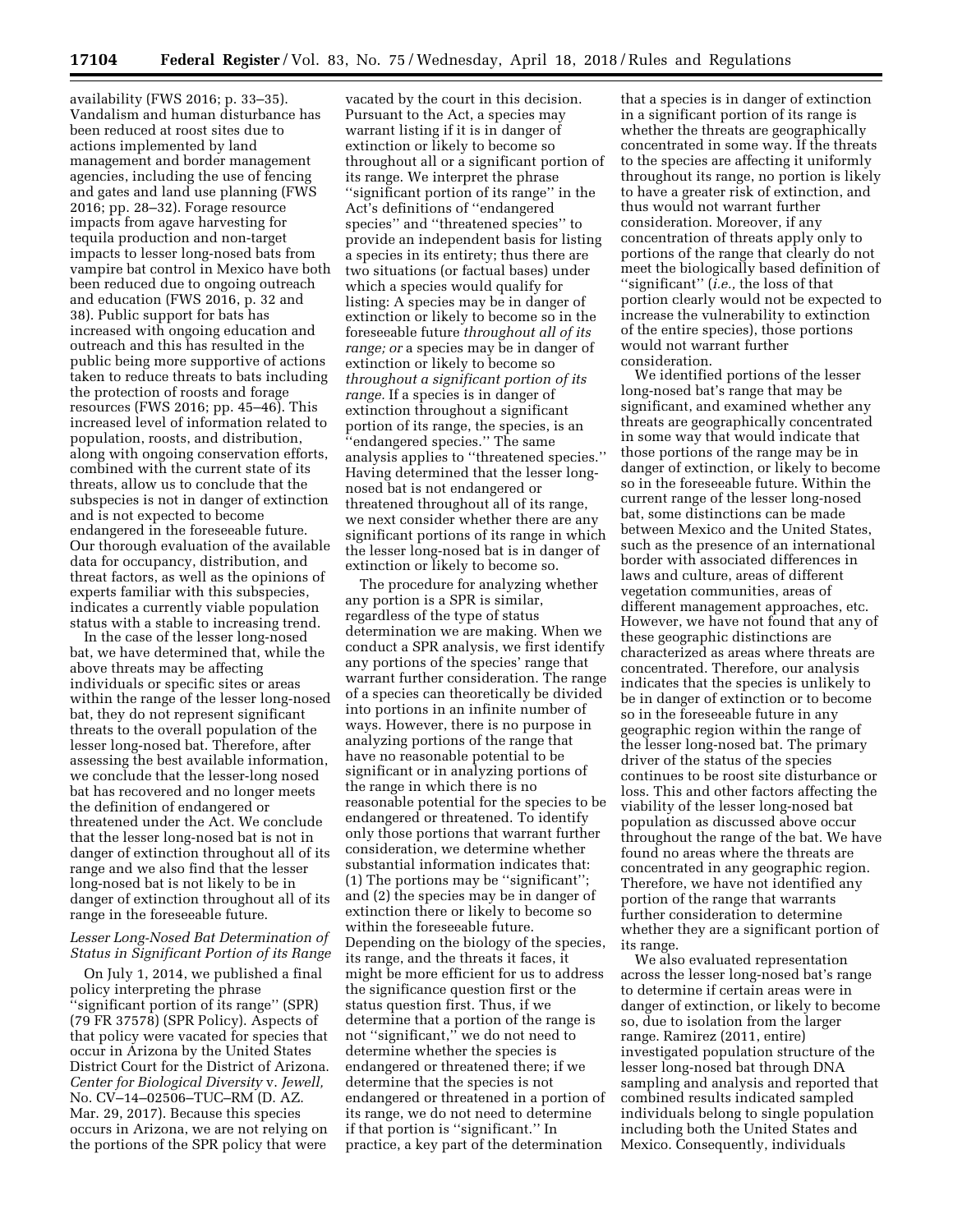availability (FWS 2016; p. 33–35). Vandalism and human disturbance has been reduced at roost sites due to actions implemented by land management and border management agencies, including the use of fencing and gates and land use planning (FWS 2016; pp. 28–32). Forage resource impacts from agave harvesting for tequila production and non-target impacts to lesser long-nosed bats from vampire bat control in Mexico have both been reduced due to ongoing outreach and education (FWS 2016, p. 32 and 38). Public support for bats has increased with ongoing education and outreach and this has resulted in the public being more supportive of actions taken to reduce threats to bats including the protection of roosts and forage resources (FWS 2016; pp. 45–46). This increased level of information related to population, roosts, and distribution, along with ongoing conservation efforts, combined with the current state of its threats, allow us to conclude that the subspecies is not in danger of extinction and is not expected to become endangered in the foreseeable future. Our thorough evaluation of the available data for occupancy, distribution, and threat factors, as well as the opinions of experts familiar with this subspecies, indicates a currently viable population status with a stable to increasing trend.

In the case of the lesser long-nosed bat, we have determined that, while the above threats may be affecting individuals or specific sites or areas within the range of the lesser long-nosed bat, they do not represent significant threats to the overall population of the lesser long-nosed bat. Therefore, after assessing the best available information, we conclude that the lesser-long nosed bat has recovered and no longer meets the definition of endangered or threatened under the Act. We conclude that the lesser long-nosed bat is not in danger of extinction throughout all of its range and we also find that the lesser long-nosed bat is not likely to be in danger of extinction throughout all of its range in the foreseeable future.

### *Lesser Long-Nosed Bat Determination of Status in Significant Portion of its Range*

On July 1, 2014, we published a final policy interpreting the phrase ''significant portion of its range'' (SPR) (79 FR 37578) (SPR Policy). Aspects of that policy were vacated for species that occur in Arizona by the United States District Court for the District of Arizona. *Center for Biological Diversity* v. *Jewell,* No. CV–14–02506–TUC–RM (D. AZ. Mar. 29, 2017). Because this species occurs in Arizona, we are not relying on the portions of the SPR policy that were vacated by the court in this decision. Pursuant to the Act, a species may warrant listing if it is in danger of extinction or likely to become so throughout all or a significant portion of its range. We interpret the phrase ''significant portion of its range'' in the Act's definitions of ''endangered species'' and ''threatened species'' to provide an independent basis for listing a species in its entirety; thus there are two situations (or factual bases) under which a species would qualify for listing: A species may be in danger of extinction or likely to become so in the foreseeable future *throughout all of its range; or* a species may be in danger of extinction or likely to become so *throughout a significant portion of its range.* If a species is in danger of extinction throughout a significant portion of its range, the species, is an ''endangered species.'' The same analysis applies to ''threatened species.'' Having determined that the lesser long-nosed bat is not endangered or threatened throughout all of its range, we next consider whether there are any significant portions of its range in which the lesser long-nosed bat is in danger of extinction or likely to become so.

The procedure for analyzing whether any portion is a SPR is similar, regardless of the type of status determination we are making. When we conduct a SPR analysis, we first identify any portions of the species' range that warrant further consideration. The range of a species can theoretically be divided into portions in an infinite number of ways. However, there is no purpose in analyzing portions of the range that have no reasonable potential to be significant or in analyzing portions of the range in which there is no reasonable potential for the species to be endangered or threatened. To identify only those portions that warrant further consideration, we determine whether substantial information indicates that: (1) The portions may be ''significant''; and (2) the species may be in danger of extinction there or likely to become so within the foreseeable future. Depending on the biology of the species, its range, and the threats it faces, it might be more efficient for us to address the significance question first or the status question first. Thus, if we determine that a portion of the range is not ''significant,'' we do not need to determine whether the species is endangered or threatened there; if we determine that the species is not endangered or threatened in a portion of its range, we do not need to determine if that portion is ''significant.'' In practice, a key part of the determination that a species is in danger of extinction in a significant portion of its range is whether the threats are geographically concentrated in some way. If the threats to the species are affecting it uniformly throughout its range, no portion is likely to have a greater risk of extinction, and thus would not warrant further consideration. Moreover, if any concentration of threats apply only to portions of the range that clearly do not meet the biologically based definition of ''significant'' (*i.e.,* the loss of that portion clearly would not be expected to increase the vulnerability to extinction of the entire species), those portions would not warrant further consideration.

We identified portions of the lesser long-nosed bat's range that may be significant, and examined whether any threats are geographically concentrated in some way that would indicate that those portions of the range may be in danger of extinction, or likely to become so in the foreseeable future. Within the current range of the lesser long-nosed bat, some distinctions can be made between Mexico and the United States, such as the presence of an international border with associated differences in laws and culture, areas of different vegetation communities, areas of different management approaches, etc. However, we have not found that any of these geographic distinctions are characterized as areas where threats are concentrated. Therefore, our analysis indicates that the species is unlikely to be in danger of extinction or to become so in the foreseeable future in any geographic region within the range of the lesser long-nosed bat. The primary driver of the status of the species continues to be roost site disturbance or loss. This and other factors affecting the viability of the lesser long-nosed bat population as discussed above occur throughout the range of the bat. We have found no areas where the threats are concentrated in any geographic region. Therefore, we have not identified any portion of the range that warrants further consideration to determine whether they are a significant portion of its range.

We also evaluated representation across the lesser long-nosed bat's range to determine if certain areas were in danger of extinction, or likely to become so, due to isolation from the larger range. Ramirez (2011, entire) investigated population structure of the lesser long-nosed bat through DNA sampling and analysis and reported that combined results indicated sampled individuals belong to single population including both the United States and Mexico. Consequently, individuals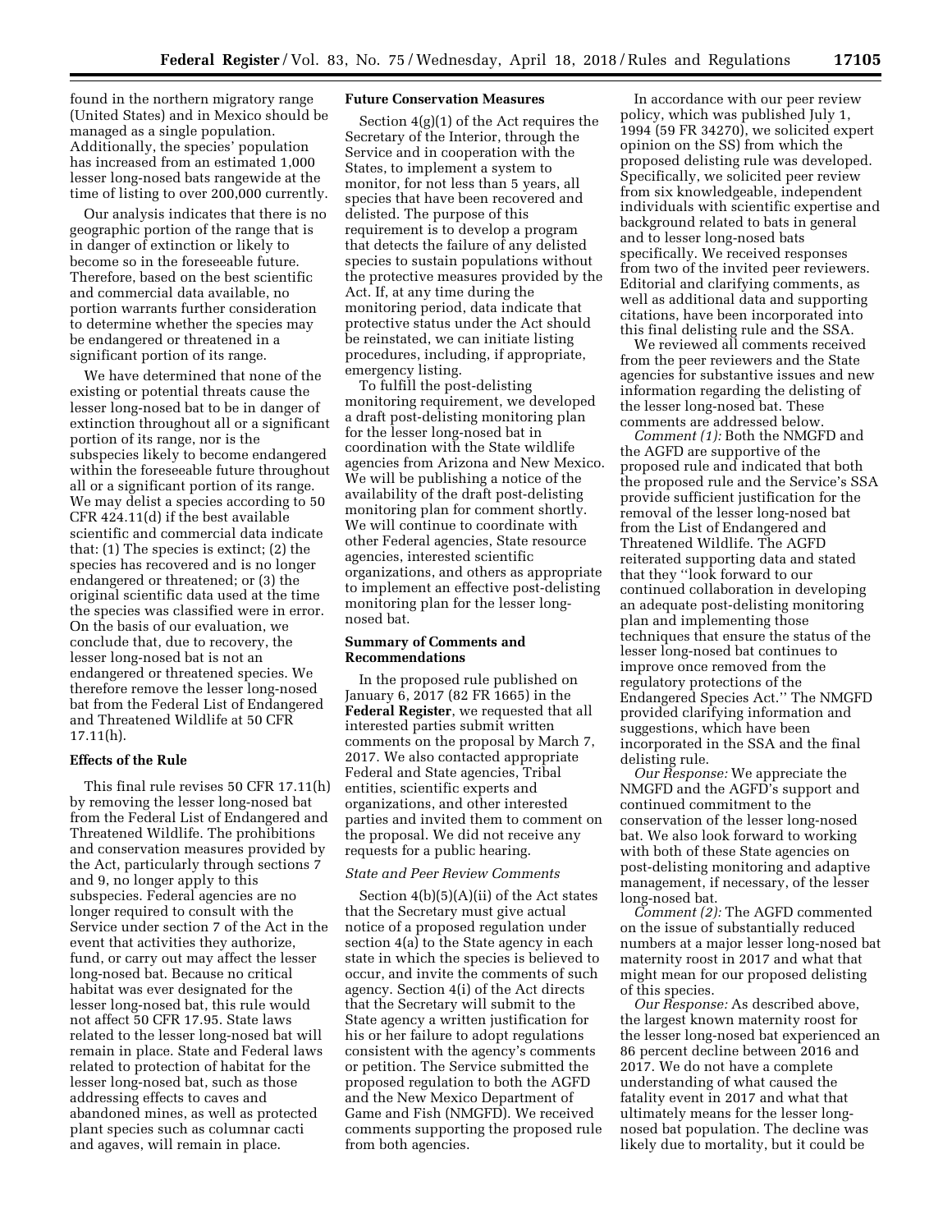found in the northern migratory range (United States) and in Mexico should be managed as a single population. Additionally, the species' population has increased from an estimated 1,000 lesser long-nosed bats rangewide at the time of listing to over 200,000 currently.

Our analysis indicates that there is no geographic portion of the range that is in danger of extinction or likely to become so in the foreseeable future. Therefore, based on the best scientific and commercial data available, no portion warrants further consideration to determine whether the species may be endangered or threatened in a significant portion of its range.

We have determined that none of the existing or potential threats cause the lesser long-nosed bat to be in danger of extinction throughout all or a significant portion of its range, nor is the subspecies likely to become endangered within the foreseeable future throughout all or a significant portion of its range. We may delist a species according to 50 CFR 424.11(d) if the best available scientific and commercial data indicate that: (1) The species is extinct; (2) the species has recovered and is no longer endangered or threatened; or (3) the original scientific data used at the time the species was classified were in error. On the basis of our evaluation, we conclude that, due to recovery, the lesser long-nosed bat is not an endangered or threatened species. We therefore remove the lesser long-nosed bat from the Federal List of Endangered and Threatened Wildlife at 50 CFR 17.11(h).

## Effects of the Rule

This final rule revises 50 CFR 17.11(h) by removing the lesser long-nosed bat from the Federal List of Endangered and Threatened Wildlife. The prohibitions and conservation measures provided by the Act, particularly through sections 7 and 9, no longer apply to this subspecies. Federal agencies are no longer required to consult with the Service under section 7 of the Act in the event that activities they authorize, fund, or carry out may affect the lesser long-nosed bat. Because no critical habitat was ever designated for the lesser long-nosed bat, this rule would not affect 50 CFR 17.95. State laws related to the lesser long-nosed bat will remain in place. State and Federal laws related to protection of habitat for the lesser long-nosed bat, such as those addressing effects to caves and abandoned mines, as well as protected plant species such as columnar cacti and agaves, will remain in place.

## Future Conservation Measures

Section 4(g)(1) of the Act requires the Secretary of the Interior, through the Service and in cooperation with the States, to implement a system to monitor, for not less than 5 years, all species that have been recovered and delisted. The purpose of this requirement is to develop a program that detects the failure of any delisted species to sustain populations without the protective measures provided by the Act. If, at any time during the monitoring period, data indicate that protective status under the Act should be reinstated, we can initiate listing procedures, including, if appropriate, emergency listing.

To fulfill the post-delisting monitoring requirement, we developed a draft post-delisting monitoring plan for the lesser long-nosed bat in coordination with the State wildlife agencies from Arizona and New Mexico. We will be publishing a notice of the availability of the draft post-delisting monitoring plan for comment shortly. We will continue to coordinate with other Federal agencies, State resource agencies, interested scientific organizations, and others as appropriate to implement an effective post-delisting monitoring plan for the lesser long-nosed bat.

## Summary of Comments and Recommendations

In the proposed rule published on January 6, 2017 (82 FR 1665) in the **Federal Register**, we requested that all interested parties submit written comments on the proposal by March 7, 2017. We also contacted appropriate Federal and State agencies, Tribal entities, scientific experts and organizations, and other interested parties and invited them to comment on the proposal. We did not receive any requests for a public hearing.

### *State and Peer Review Comments*

Section 4(b)(5)(A)(ii) of the Act states that the Secretary must give actual notice of a proposed regulation under section 4(a) to the State agency in each state in which the species is believed to occur, and invite the comments of such agency. Section 4(i) of the Act directs that the Secretary will submit to the State agency a written justification for his or her failure to adopt regulations consistent with the agency's comments or petition. The Service submitted the proposed regulation to both the AGFD and the New Mexico Department of Game and Fish (NMGFD). We received comments supporting the proposed rule from both agencies.

In accordance with our peer review policy, which was published July 1, 1994 (59 FR 34270), we solicited expert opinion on the SS) from which the proposed delisting rule was developed. Specifically, we solicited peer review from six knowledgeable, independent individuals with scientific expertise and background related to bats in general and to lesser long-nosed bats specifically. We received responses from two of the invited peer reviewers. Editorial and clarifying comments, as well as additional data and supporting citations, have been incorporated into this final delisting rule and the SSA.

We reviewed all comments received from the peer reviewers and the State agencies for substantive issues and new information regarding the delisting of the lesser long-nosed bat. These comments are addressed below.

*Comment (1):* Both the NMGFD and the AGFD are supportive of the proposed rule and indicated that both the proposed rule and the Service's SSA provide sufficient justification for the removal of the lesser long-nosed bat from the List of Endangered and Threatened Wildlife. The AGFD reiterated supporting data and stated that they ''look forward to our continued collaboration in developing an adequate post-delisting monitoring plan and implementing those techniques that ensure the status of the lesser long-nosed bat continues to improve once removed from the regulatory protections of the Endangered Species Act.'' The NMGFD provided clarifying information and suggestions, which have been incorporated in the SSA and the final delisting rule.

*Our Response:* We appreciate the NMGFD and the AGFD's support and continued commitment to the conservation of the lesser long-nosed bat. We also look forward to working with both of these State agencies on post-delisting monitoring and adaptive management, if necessary, of the lesser long-nosed bat.

*Comment (2):* The AGFD commented on the issue of substantially reduced numbers at a major lesser long-nosed bat maternity roost in 2017 and what that might mean for our proposed delisting of this species.

*Our Response:* As described above, the largest known maternity roost for the lesser long-nosed bat experienced an 86 percent decline between 2016 and 2017. We do not have a complete understanding of what caused the fatality event in 2017 and what that ultimately means for the lesser long-nosed bat population. The decline was likely due to mortality, but it could be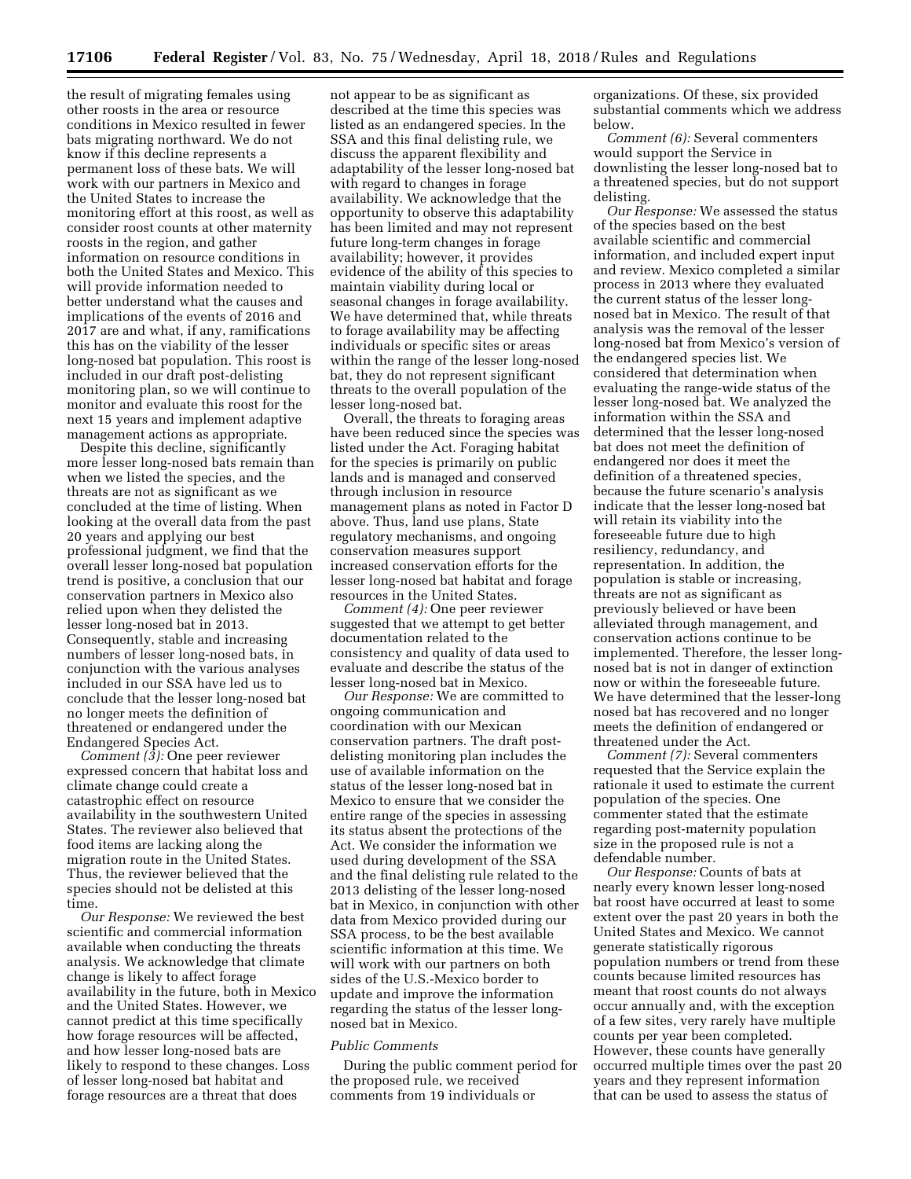the result of migrating females using other roosts in the area or resource conditions in Mexico resulted in fewer bats migrating northward. We do not know if this decline represents a permanent loss of these bats. We will work with our partners in Mexico and the United States to increase the monitoring effort at this roost, as well as consider roost counts at other maternity roosts in the region, and gather information on resource conditions in both the United States and Mexico. This will provide information needed to better understand what the causes and implications of the events of 2016 and 2017 are and what, if any, ramifications this has on the viability of the lesser long-nosed bat population. This roost is included in our draft post-delisting monitoring plan, so we will continue to monitor and evaluate this roost for the next 15 years and implement adaptive management actions as appropriate.

Despite this decline, significantly more lesser long-nosed bats remain than when we listed the species, and the threats are not as significant as we concluded at the time of listing. When looking at the overall data from the past 20 years and applying our best professional judgment, we find that the overall lesser long-nosed bat population trend is positive, a conclusion that our conservation partners in Mexico also relied upon when they delisted the lesser long-nosed bat in 2013. Consequently, stable and increasing numbers of lesser long-nosed bats, in conjunction with the various analyses included in our SSA have led us to conclude that the lesser long-nosed bat no longer meets the definition of threatened or endangered under the Endangered Species Act.

*Comment (3):* One peer reviewer expressed concern that habitat loss and climate change could create a catastrophic effect on resource availability in the southwestern United States. The reviewer also believed that food items are lacking along the migration route in the United States. Thus, the reviewer believed that the species should not be delisted at this time.

*Our Response:* We reviewed the best scientific and commercial information available when conducting the threats analysis. We acknowledge that climate change is likely to affect forage availability in the future, both in Mexico and the United States. However, we cannot predict at this time specifically how forage resources will be affected, and how lesser long-nosed bats are likely to respond to these changes. Loss of lesser long-nosed bat habitat and forage resources are a threat that does not appear to be as significant as described at the time this species was listed as an endangered species. In the SSA and this final delisting rule, we discuss the apparent flexibility and adaptability of the lesser long-nosed bat with regard to changes in forage availability. We acknowledge that the opportunity to observe this adaptability has been limited and may not represent future long-term changes in forage availability; however, it provides evidence of the ability of this species to maintain viability during local or seasonal changes in forage availability. We have determined that, while threats to forage availability may be affecting individuals or specific sites or areas within the range of the lesser long-nosed bat, they do not represent significant threats to the overall population of the lesser long-nosed bat.

Overall, the threats to foraging areas have been reduced since the species was listed under the Act. Foraging habitat for the species is primarily on public lands and is managed and conserved through inclusion in resource management plans as noted in Factor D above. Thus, land use plans, State regulatory mechanisms, and ongoing conservation measures support increased conservation efforts for the lesser long-nosed bat habitat and forage resources in the United States.

*Comment (4):* One peer reviewer suggested that we attempt to get better documentation related to the consistency and quality of data used to evaluate and describe the status of the lesser long-nosed bat in Mexico.

*Our Response:* We are committed to ongoing communication and coordination with our Mexican conservation partners. The draft post-delisting monitoring plan includes the use of available information on the status of the lesser long-nosed bat in Mexico to ensure that we consider the entire range of the species in assessing its status absent the protections of the Act. We consider the information we used during development of the SSA and the final delisting rule related to the 2013 delisting of the lesser long-nosed bat in Mexico, in conjunction with other data from Mexico provided during our SSA process, to be the best available scientific information at this time. We will work with our partners on both sides of the U.S.-Mexico border to update and improve the information regarding the status of the lesser long-nosed bat in Mexico.

*Public Comments*

During the public comment period for the proposed rule, we received comments from 19 individuals or organizations. Of these, six provided substantial comments which we address below.

*Comment (6):* Several commenters would support the Service in downlisting the lesser long-nosed bat to a threatened species, but do not support delisting.

*Our Response:* We assessed the status of the species based on the best available scientific and commercial information, and included expert input and review. Mexico completed a similar process in 2013 where they evaluated the current status of the lesser long-nosed bat in Mexico. The result of that analysis was the removal of the lesser long-nosed bat from Mexico's version of the endangered species list. We considered that determination when evaluating the range-wide status of the lesser long-nosed bat. We analyzed the information within the SSA and determined that the lesser long-nosed bat does not meet the definition of endangered nor does it meet the definition of a threatened species, because the future scenario's analysis indicate that the lesser long-nosed bat will retain its viability into the foreseeable future due to high resiliency, redundancy, and representation. In addition, the population is stable or increasing, threats are not as significant as previously believed or have been alleviated through management, and conservation actions continue to be implemented. Therefore, the lesser long-nosed bat is not in danger of extinction now or within the foreseeable future. We have determined that the lesser-long nosed bat has recovered and no longer meets the definition of endangered or threatened under the Act.

*Comment (7):* Several commenters requested that the Service explain the rationale it used to estimate the current population of the species. One commenter stated that the estimate regarding post-maternity population size in the proposed rule is not a defendable number.

*Our Response:* Counts of bats at nearly every known lesser long-nosed bat roost have occurred at least to some extent over the past 20 years in both the United States and Mexico. We cannot generate statistically rigorous population numbers or trend from these counts because limited resources has meant that roost counts do not always occur annually and, with the exception of a few sites, very rarely have multiple counts per year been completed. However, these counts have generally occurred multiple times over the past 20 years and they represent information that can be used to assess the status of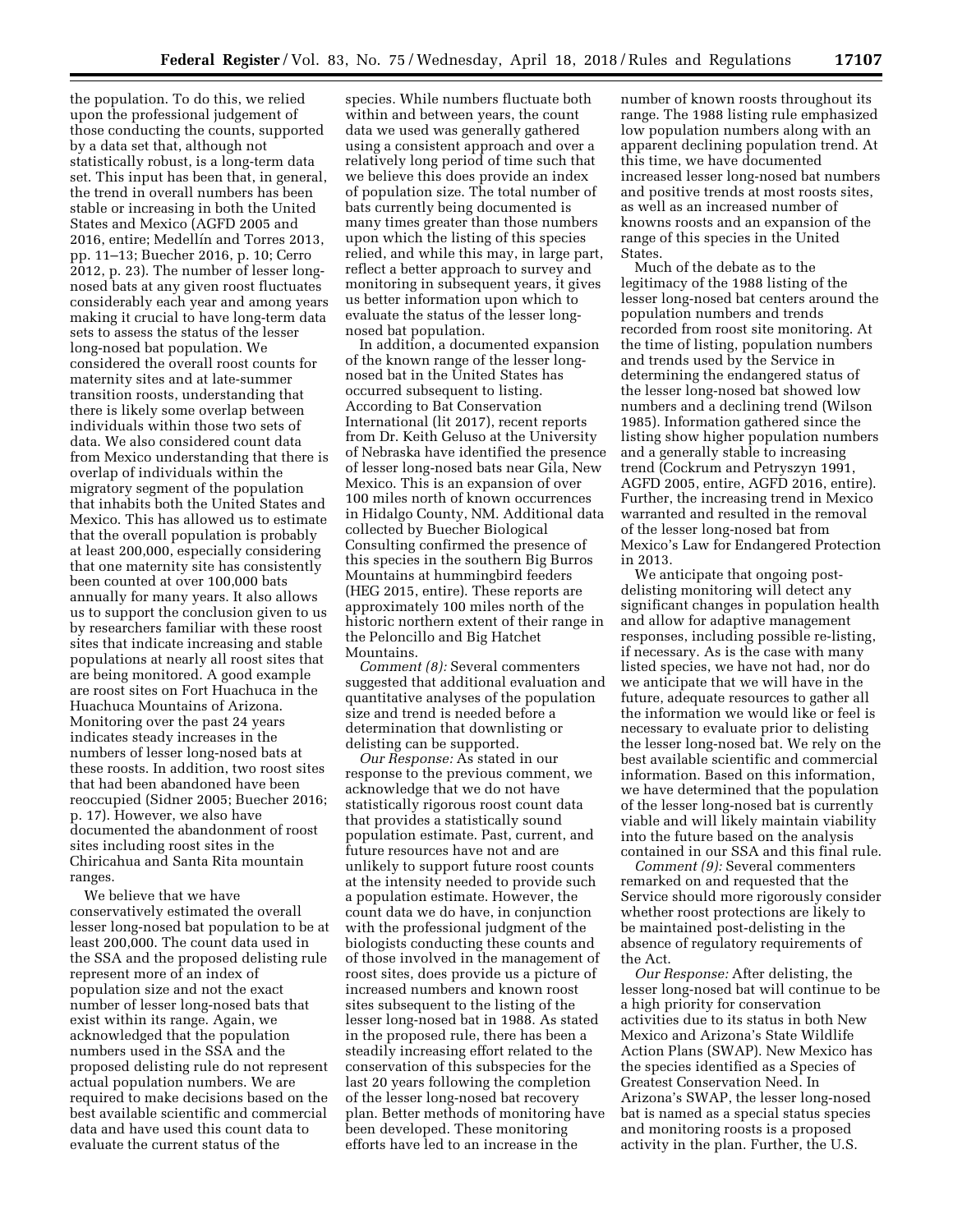the population. To do this, we relied upon the professional judgement of those conducting the counts, supported by a data set that, although not statistically robust, is a long-term data set. This input has been that, in general, the trend in overall numbers has been stable or increasing in both the United States and Mexico (AGFD 2005 and 2016, entire; Medellín and Torres 2013, pp. 11–13; Buecher 2016, p. 10; Cerro 2012, p. 23). The number of lesser long-nosed bats at any given roost fluctuates considerably each year and among years making it crucial to have long-term data sets to assess the status of the lesser long-nosed bat population. We considered the overall roost counts for maternity sites and at late-summer transition roosts, understanding that there is likely some overlap between individuals within those two sets of data. We also considered count data from Mexico understanding that there is overlap of individuals within the migratory segment of the population that inhabits both the United States and Mexico. This has allowed us to estimate that the overall population is probably at least 200,000, especially considering that one maternity site has consistently been counted at over 100,000 bats annually for many years. It also allows us to support the conclusion given to us by researchers familiar with these roost sites that indicate increasing and stable populations at nearly all roost sites that are being monitored. A good example are roost sites on Fort Huachuca in the Huachuca Mountains of Arizona. Monitoring over the past 24 years indicates steady increases in the numbers of lesser long-nosed bats at these roosts. In addition, two roost sites that had been abandoned have been reoccupied (Sidner 2005; Buecher 2016; p. 17). However, we also have documented the abandonment of roost sites including roost sites in the Chiricahua and Santa Rita mountain ranges.

We believe that we have conservatively estimated the overall lesser long-nosed bat population to be at least 200,000. The count data used in the SSA and the proposed delisting rule represent more of an index of population size and not the exact number of lesser long-nosed bats that exist within its range. Again, we acknowledged that the population numbers used in the SSA and the proposed delisting rule do not represent actual population numbers. We are required to make decisions based on the best available scientific and commercial data and have used this count data to evaluate the current status of the species. While numbers fluctuate both within and between years, the count data we used was generally gathered using a consistent approach and over a relatively long period of time such that we believe this does provide an index of population size. The total number of bats currently being documented is many times greater than those numbers upon which the listing of this species relied, and while this may, in large part, reflect a better approach to survey and monitoring in subsequent years, it gives us better information upon which to evaluate the status of the lesser long-nosed bat population.

In addition, a documented expansion of the known range of the lesser long-nosed bat in the United States has occurred subsequent to listing. According to Bat Conservation International (lit 2017), recent reports from Dr. Keith Geluso at the University of Nebraska have identified the presence of lesser long-nosed bats near Gila, New Mexico. This is an expansion of over 100 miles north of known occurrences in Hidalgo County, NM. Additional data collected by Buecher Biological Consulting confirmed the presence of this species in the southern Big Burros Mountains at hummingbird feeders (HEG 2015, entire). These reports are approximately 100 miles north of the historic northern extent of their range in the Peloncillo and Big Hatchet Mountains.

*Comment (8):* Several commenters suggested that additional evaluation and quantitative analyses of the population size and trend is needed before a determination that downlisting or delisting can be supported.

*Our Response:* As stated in our response to the previous comment, we acknowledge that we do not have statistically rigorous roost count data that provides a statistically sound population estimate. Past, current, and future resources have not and are unlikely to support future roost counts at the intensity needed to provide such a population estimate. However, the count data we do have, in conjunction with the professional judgment of the biologists conducting these counts and of those involved in the management of roost sites, does provide us a picture of increased numbers and known roost sites subsequent to the listing of the lesser long-nosed bat in 1988. As stated in the proposed rule, there has been a steadily increasing effort related to the conservation of this subspecies for the last 20 years following the completion of the lesser long-nosed bat recovery plan. Better methods of monitoring have been developed. These monitoring efforts have led to an increase in the number of known roosts throughout its range. The 1988 listing rule emphasized low population numbers along with an apparent declining population trend. At this time, we have documented increased lesser long-nosed bat numbers and positive trends at most roosts sites, as well as an increased number of knowns roosts and an expansion of the range of this species in the United States.

Much of the debate as to the legitimacy of the 1988 listing of the lesser long-nosed bat centers around the population numbers and trends recorded from roost site monitoring. At the time of listing, population numbers and trends used by the Service in determining the endangered status of the lesser long-nosed bat showed low numbers and a declining trend (Wilson 1985). Information gathered since the listing show higher population numbers and a generally stable to increasing trend (Cockrum and Petryszyn 1991, AGFD 2005, entire, AGFD 2016, entire). Further, the increasing trend in Mexico warranted and resulted in the removal of the lesser long-nosed bat from Mexico's Law for Endangered Protection in 2013.

We anticipate that ongoing post-delisting monitoring will detect any significant changes in population health and allow for adaptive management responses, including possible re-listing, if necessary. As is the case with many listed species, we have not had, nor do we anticipate that we will have in the future, adequate resources to gather all the information we would like or feel is necessary to evaluate prior to delisting the lesser long-nosed bat. We rely on the best available scientific and commercial information. Based on this information, we have determined that the population of the lesser long-nosed bat is currently viable and will likely maintain viability into the future based on the analysis contained in our SSA and this final rule.

*Comment (9):* Several commenters remarked on and requested that the Service should more rigorously consider whether roost protections are likely to be maintained post-delisting in the absence of regulatory requirements of the Act.

*Our Response:* After delisting, the lesser long-nosed bat will continue to be a high priority for conservation activities due to its status in both New Mexico and Arizona's State Wildlife Action Plans (SWAP). New Mexico has the species identified as a Species of Greatest Conservation Need. In Arizona's SWAP, the lesser long-nosed bat is named as a special status species and monitoring roosts is a proposed activity in the plan. Further, the U.S.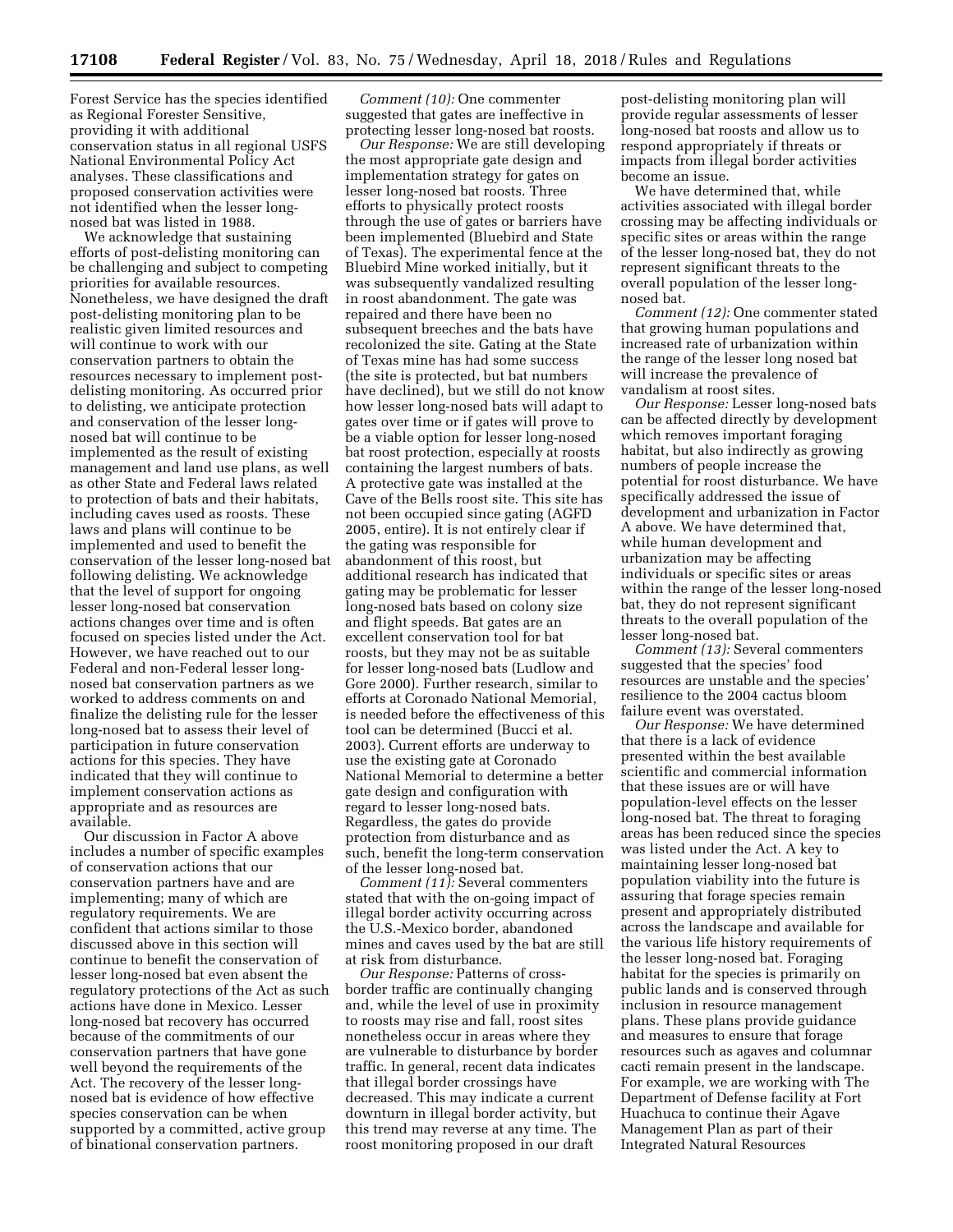Forest Service has the species identified as Regional Forester Sensitive, providing it with additional conservation status in all regional USFS National Environmental Policy Act analyses. These classifications and proposed conservation activities were not identified when the lesser long-nosed bat was listed in 1988.

We acknowledge that sustaining efforts of post-delisting monitoring can be challenging and subject to competing priorities for available resources. Nonetheless, we have designed the draft post-delisting monitoring plan to be realistic given limited resources and will continue to work with our conservation partners to obtain the resources necessary to implement post-delisting monitoring. As occurred prior to delisting, we anticipate protection and conservation of the lesser long-nosed bat will continue to be implemented as the result of existing management and land use plans, as well as other State and Federal laws related to protection of bats and their habitats, including caves used as roosts. These laws and plans will continue to be implemented and used to benefit the conservation of the lesser long-nosed bat following delisting. We acknowledge that the level of support for ongoing lesser long-nosed bat conservation actions changes over time and is often focused on species listed under the Act. However, we have reached out to our Federal and non-Federal lesser long-nosed bat conservation partners as we worked to address comments on and finalize the delisting rule for the lesser long-nosed bat to assess their level of participation in future conservation actions for this species. They have indicated that they will continue to implement conservation actions as appropriate and as resources are available.

Our discussion in Factor A above includes a number of specific examples of conservation actions that our conservation partners have and are implementing; many of which are regulatory requirements. We are confident that actions similar to those discussed above in this section will continue to benefit the conservation of lesser long-nosed bat even absent the regulatory protections of the Act as such actions have done in Mexico. Lesser long-nosed bat recovery has occurred because of the commitments of our conservation partners that have gone well beyond the requirements of the Act. The recovery of the lesser long-nosed bat is evidence of how effective species conservation can be when supported by a committed, active group of binational conservation partners.

*Comment (10):* One commenter suggested that gates are ineffective in protecting lesser long-nosed bat roosts.

*Our Response:* We are still developing the most appropriate gate design and implementation strategy for gates on lesser long-nosed bat roosts. Three efforts to physically protect roosts through the use of gates or barriers have been implemented (Bluebird and State of Texas). The experimental fence at the Bluebird Mine worked initially, but it was subsequently vandalized resulting in roost abandonment. The gate was repaired and there have been no subsequent breeches and the bats have recolonized the site. Gating at the State of Texas mine has had some success (the site is protected, but bat numbers have declined), but we still do not know how lesser long-nosed bats will adapt to gates over time or if gates will prove to be a viable option for lesser long-nosed bat roost protection, especially at roosts containing the largest numbers of bats. A protective gate was installed at the Cave of the Bells roost site. This site has not been occupied since gating (AGFD 2005, entire). It is not entirely clear if the gating was responsible for abandonment of this roost, but additional research has indicated that gating may be problematic for lesser long-nosed bats based on colony size and flight speeds. Bat gates are an excellent conservation tool for bat roosts, but they may not be as suitable for lesser long-nosed bats (Ludlow and Gore 2000). Further research, similar to efforts at Coronado National Memorial, is needed before the effectiveness of this tool can be determined (Bucci et al. 2003). Current efforts are underway to use the existing gate at Coronado National Memorial to determine a better gate design and configuration with regard to lesser long-nosed bats. Regardless, the gates do provide protection from disturbance and as such, benefit the long-term conservation of the lesser long-nosed bat.

*Comment (11):* Several commenters stated that with the on-going impact of illegal border activity occurring across the U.S.-Mexico border, abandoned mines and caves used by the bat are still at risk from disturbance.

*Our Response:* Patterns of cross-border traffic are continually changing and, while the level of use in proximity to roosts may rise and fall, roost sites nonetheless occur in areas where they are vulnerable to disturbance by border traffic. In general, recent data indicates that illegal border crossings have decreased. This may indicate a current downturn in illegal border activity, but this trend may reverse at any time. The roost monitoring proposed in our draft post-delisting monitoring plan will provide regular assessments of lesser long-nosed bat roosts and allow us to respond appropriately if threats or impacts from illegal border activities become an issue.

We have determined that, while activities associated with illegal border crossing may be affecting individuals or specific sites or areas within the range of the lesser long-nosed bat, they do not represent significant threats to the overall population of the lesser long-nosed bat.

*Comment (12):* One commenter stated that growing human populations and increased rate of urbanization within the range of the lesser long nosed bat will increase the prevalence of vandalism at roost sites.

*Our Response:* Lesser long-nosed bats can be affected directly by development which removes important foraging habitat, but also indirectly as growing numbers of people increase the potential for roost disturbance. We have specifically addressed the issue of development and urbanization in Factor A above. We have determined that, while human development and urbanization may be affecting individuals or specific sites or areas within the range of the lesser long-nosed bat, they do not represent significant threats to the overall population of the lesser long-nosed bat.

*Comment (13):* Several commenters suggested that the species' food resources are unstable and the species' resilience to the 2004 cactus bloom failure event was overstated.

*Our Response:* We have determined that there is a lack of evidence presented within the best available scientific and commercial information that these issues are or will have population-level effects on the lesser long-nosed bat. The threat to foraging areas has been reduced since the species was listed under the Act. A key to maintaining lesser long-nosed bat population viability into the future is assuring that forage species remain present and appropriately distributed across the landscape and available for the various life history requirements of the lesser long-nosed bat. Foraging habitat for the species is primarily on public lands and is conserved through inclusion in resource management plans. These plans provide guidance and measures to ensure that forage resources such as agaves and columnar cacti remain present in the landscape. For example, we are working with The Department of Defense facility at Fort Huachuca to continue their Agave Management Plan as part of their Integrated Natural Resources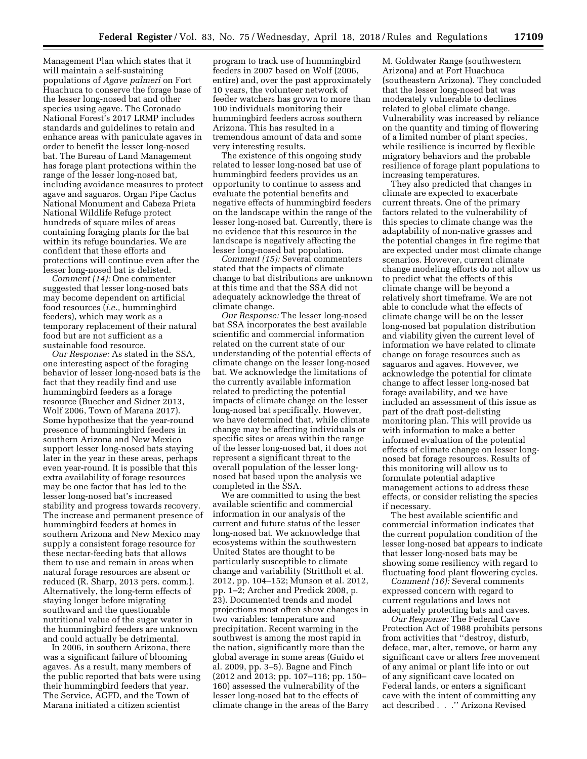Management Plan which states that it will maintain a self-sustaining populations of *Agave palmeri* on Fort Huachuca to conserve the forage base of the lesser long-nosed bat and other species using agave. The Coronado National Forest's 2017 LRMP includes standards and guidelines to retain and enhance areas with paniculate agaves in order to benefit the lesser long-nosed bat. The Bureau of Land Management has forage plant protections within the range of the lesser long-nosed bat, including avoidance measures to protect agave and saguaros. Organ Pipe Cactus National Monument and Cabeza Prieta National Wildlife Refuge protect hundreds of square miles of areas containing foraging plants for the bat within its refuge boundaries. We are confident that these efforts and protections will continue even after the lesser long-nosed bat is delisted.

*Comment (14):* One commenter suggested that lesser long-nosed bats may become dependent on artificial food resources (*i.e.,* hummingbird feeders), which may work as a temporary replacement of their natural food but are not sufficient as a sustainable food resource.

*Our Response:* As stated in the SSA, one interesting aspect of the foraging behavior of lesser long-nosed bats is the fact that they readily find and use hummingbird feeders as a forage resource (Buecher and Sidner 2013, Wolf 2006, Town of Marana 2017). Some hypothesize that the year-round presence of hummingbird feeders in southern Arizona and New Mexico support lesser long-nosed bats staying later in the year in these areas, perhaps even year-round. It is possible that this extra availability of forage resources may be one factor that has led to the lesser long-nosed bat's increased stability and progress towards recovery. The increase and permanent presence of hummingbird feeders at homes in southern Arizona and New Mexico may supply a consistent forage resource for these nectar-feeding bats that allows them to use and remain in areas when natural forage resources are absent or reduced (R. Sharp, 2013 pers. comm.). Alternatively, the long-term effects of staying longer before migrating southward and the questionable nutritional value of the sugar water in the hummingbird feeders are unknown and could actually be detrimental.

In 2006, in southern Arizona, there was a significant failure of blooming agaves. As a result, many members of the public reported that bats were using their hummingbird feeders that year. The Service, AGFD, and the Town of Marana initiated a citizen scientist program to track use of hummingbird feeders in 2007 based on Wolf (2006, entire) and, over the past approximately 10 years, the volunteer network of feeder watchers has grown to more than 100 individuals monitoring their hummingbird feeders across southern Arizona. This has resulted in a tremendous amount of data and some very interesting results.

The existence of this ongoing study related to lesser long-nosed bat use of hummingbird feeders provides us an opportunity to continue to assess and evaluate the potential benefits and negative effects of hummingbird feeders on the landscape within the range of the lesser long-nosed bat. Currently, there is no evidence that this resource in the landscape is negatively affecting the lesser long-nosed bat population.

*Comment (15):* Several commenters stated that the impacts of climate change to bat distributions are unknown at this time and that the SSA did not adequately acknowledge the threat of climate change.

*Our Response:* The lesser long-nosed bat SSA incorporates the best available scientific and commercial information related on the current state of our understanding of the potential effects of climate change on the lesser long-nosed bat. We acknowledge the limitations of the currently available information related to predicting the potential impacts of climate change on the lesser long-nosed bat specifically. However, we have determined that, while climate change may be affecting individuals or specific sites or areas within the range of the lesser long-nosed bat, it does not represent a significant threat to the overall population of the lesser long-nosed bat based upon the analysis we completed in the SSA.

We are committed to using the best available scientific and commercial information in our analysis of the current and future status of the lesser long-nosed bat. We acknowledge that ecosystems within the southwestern United States are thought to be particularly susceptible to climate change and variability (Strittholt et al. 2012, pp. 104–152; Munson et al. 2012, pp. 1–2; Archer and Predick 2008, p. 23). Documented trends and model projections most often show changes in two variables: temperature and precipitation. Recent warming in the southwest is among the most rapid in the nation, significantly more than the global average in some areas (Guido et al. 2009, pp. 3–5). Bagne and Finch (2012 and 2013; pp. 107–116; pp. 150–160) assessed the vulnerability of the lesser long-nosed bat to the effects of climate change in the areas of the Barry M. Goldwater Range (southwestern Arizona) and at Fort Huachuca (southeastern Arizona). They concluded that the lesser long-nosed bat was moderately vulnerable to declines related to global climate change. Vulnerability was increased by reliance on the quantity and timing of flowering of a limited number of plant species, while resilience is incurred by flexible migratory behaviors and the probable resilience of forage plant populations to increasing temperatures.

They also predicted that changes in climate are expected to exacerbate current threats. One of the primary factors related to the vulnerability of this species to climate change was the adaptability of non-native grasses and the potential changes in fire regime that are expected under most climate change scenarios. However, current climate change modeling efforts do not allow us to predict what the effects of this climate change will be beyond a relatively short timeframe. We are not able to conclude what the effects of climate change will be on the lesser long-nosed bat population distribution and viability given the current level of information we have related to climate change on forage resources such as saguaros and agaves. However, we acknowledge the potential for climate change to affect lesser long-nosed bat forage availability, and we have included an assessment of this issue as part of the draft post-delisting monitoring plan. This will provide us with information to make a better informed evaluation of the potential effects of climate change on lesser long-nosed bat forage resources. Results of this monitoring will allow us to formulate potential adaptive management actions to address these effects, or consider relisting the species if necessary.

The best available scientific and commercial information indicates that the current population condition of the lesser long-nosed bat appears to indicate that lesser long-nosed bats may be showing some resiliency with regard to fluctuating food plant flowering cycles.

*Comment (16):* Several comments expressed concern with regard to current regulations and laws not adequately protecting bats and caves.

*Our Response:* The Federal Cave Protection Act of 1988 prohibits persons from activities that ''destroy, disturb, deface, mar, alter, remove, or harm any significant cave or alters free movement of any animal or plant life into or out of any significant cave located on Federal lands, or enters a significant cave with the intent of committing any act described . . .'' Arizona Revised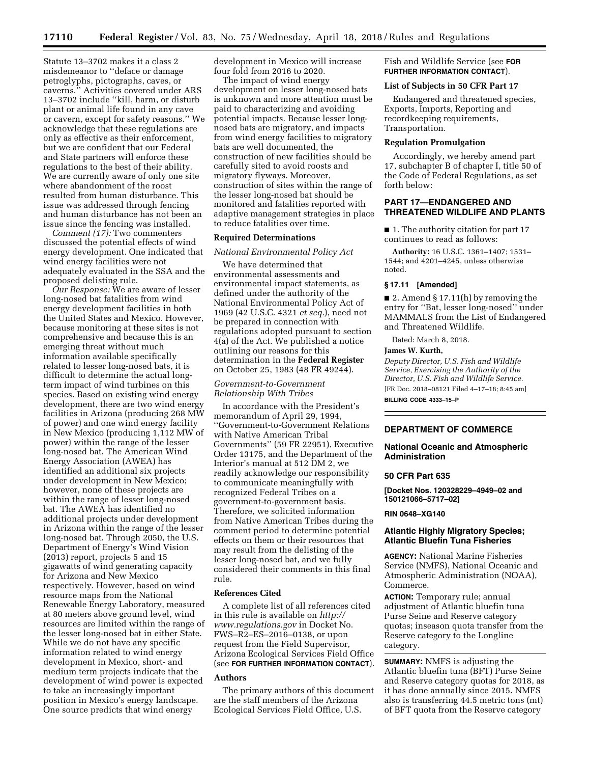Statute 13–3702 makes it a class 2 misdemeanor to ''deface or damage petroglyphs, pictographs, caves, or caverns.'' Activities covered under ARS 13–3702 include ''kill, harm, or disturb plant or animal life found in any cave or cavern, except for safety reasons.'' We acknowledge that these regulations are only as effective as their enforcement, but we are confident that our Federal and State partners will enforce these regulations to the best of their ability. We are currently aware of only one site where abandonment of the roost resulted from human disturbance. This issue was addressed through fencing and human disturbance has not been an issue since the fencing was installed.

*Comment (17):* Two commenters discussed the potential effects of wind energy development. One indicated that wind energy facilities were not adequately evaluated in the SSA and the proposed delisting rule.

*Our Response:* We are aware of lesser long-nosed bat fatalities from wind energy development facilities in both the United States and Mexico. However, because monitoring at these sites is not comprehensive and because this is an emerging threat without much information available specifically related to lesser long-nosed bats, it is difficult to determine the actual long-term impact of wind turbines on this species. Based on existing wind energy development, there are two wind energy facilities in Arizona (producing 268 MW of power) and one wind energy facility in New Mexico (producing 1,112 MW of power) within the range of the lesser long-nosed bat. The American Wind Energy Association (AWEA) has identified an additional six projects under development in New Mexico; however, none of these projects are within the range of lesser long-nosed bat. The AWEA has identified no additional projects under development in Arizona within the range of the lesser long-nosed bat. Through 2050, the U.S. Department of Energy's Wind Vision (2013) report, projects 5 and 15 gigawatts of wind generating capacity for Arizona and New Mexico respectively. However, based on wind resource maps from the National Renewable Energy Laboratory, measured at 80 meters above ground level, wind resources are limited within the range of the lesser long-nosed bat in either State. While we do not have any specific information related to wind energy development in Mexico, short- and medium term projects indicate that the development of wind power is expected to take an increasingly important position in Mexico's energy landscape. One source predicts that wind energy development in Mexico will increase four fold from 2016 to 2020.

The impact of wind energy development on lesser long-nosed bats is unknown and more attention must be paid to characterizing and avoiding potential impacts. Because lesser long-nosed bats are migratory, and impacts from wind energy facilities to migratory bats are well documented, the construction of new facilities should be carefully sited to avoid roosts and migratory flyways. Moreover, construction of sites within the range of the lesser long-nosed bat should be monitored and fatalities reported with adaptive management strategies in place to reduce fatalities over time.

## Required Determinations

*National Environmental Policy Act*

We have determined that environmental assessments and environmental impact statements, as defined under the authority of the National Environmental Policy Act of 1969 (42 U.S.C. 4321 *et seq.*), need not be prepared in connection with regulations adopted pursuant to section 4(a) of the Act. We published a notice outlining our reasons for this determination in the **Federal Register** on October 25, 1983 (48 FR 49244).

*Government-to-Government Relationship With Tribes*

In accordance with the President's memorandum of April 29, 1994, ''Government-to-Government Relations with Native American Tribal Governments'' (59 FR 22951), Executive Order 13175, and the Department of the Interior's manual at 512 DM 2, we readily acknowledge our responsibility to communicate meaningfully with recognized Federal Tribes on a government-to-government basis. Therefore, we solicited information from Native American Tribes during the comment period to determine potential effects on them or their resources that may result from the delisting of the lesser long-nosed bat, and we fully considered their comments in this final rule.

## References Cited

A complete list of all references cited in this rule is available on *http://www.regulations.gov* in Docket No. FWS–R2–ES–2016–0138, or upon request from the Field Supervisor, Arizona Ecological Services Field Office (see **FOR FURTHER INFORMATION CONTACT**).

## Authors

The primary authors of this document are the staff members of the Arizona Ecological Services Field Office, U.S. Fish and Wildlife Service (see **FOR FURTHER INFORMATION CONTACT**).

## List of Subjects in 50 CFR Part 17

Endangered and threatened species, Exports, Imports, Reporting and recordkeeping requirements, Transportation.

## Regulation Promulgation

Accordingly, we hereby amend part 17, subchapter B of chapter I, title 50 of the Code of Federal Regulations, as set forth below:

## PART 17—ENDANGERED AND THREATENED WILDLIFE AND PLANTS

■ 1. The authority citation for part 17 continues to read as follows:

**Authority:** 16 U.S.C. 1361–1407; 1531–1544; and 4201–4245, unless otherwise noted.

### § 17.11 [Amended]

■ 2. Amend § 17.11(h) by removing the entry for ''Bat, lesser long-nosed'' under MAMMALS from the List of Endangered and Threatened Wildlife.

Dated: March 8, 2018.

**James W. Kurth,**

*Deputy Director, U.S. Fish and Wildlife Service, Exercising the Authority of the Director, U.S. Fish and Wildlife Service.*

[FR Doc. 2018–08121 Filed 4–17–18; 8:45 am]

BILLING CODE 4333–15–P

---

# DEPARTMENT OF COMMERCE

## National Oceanic and Atmospheric Administration

## 50 CFR Part 635

**[Docket Nos. 120328229–4949–02 and 150121066–5717–02]**

**RIN 0648–XG140**

## Atlantic Highly Migratory Species; Atlantic Bluefin Tuna Fisheries

**AGENCY:** National Marine Fisheries Service (NMFS), National Oceanic and Atmospheric Administration (NOAA), Commerce.

**ACTION:** Temporary rule; annual adjustment of Atlantic bluefin tuna Purse Seine and Reserve category quotas; inseason quota transfer from the Reserve category to the Longline category.

**SUMMARY:** NMFS is adjusting the Atlantic bluefin tuna (BFT) Purse Seine and Reserve category quotas for 2018, as it has done annually since 2015. NMFS also is transferring 44.5 metric tons (mt) of BFT quota from the Reserve category